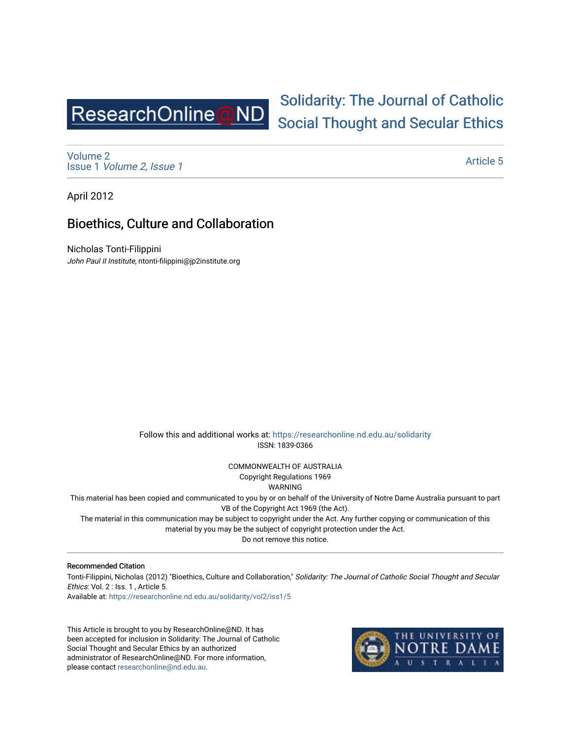ResearchOnline@ND

# Solidarity: The Journal of Catholic Social Thought and Secular Ethics

Volume 2
Issue 1 *Volume 2, Issue 1*

Article 5

April 2012

## Bioethics, Culture and Collaboration

Nicholas Tonti-Filippini
*John Paul II Institute*, ntonti-filippini@jp2institute.org

Follow this and additional works at: https://researchonline.nd.edu.au/solidarity
ISSN: 1839-0366

COMMONWEALTH OF AUSTRALIA
Copyright Regulations 1969
WARNING
This material has been copied and communicated to you by or on behalf of the University of Notre Dame Australia pursuant to part VB of the Copyright Act 1969 (the Act).
The material in this communication may be subject to copyright under the Act. Any further copying or communication of this material by you may be the subject of copyright protection under the Act.
Do not remove this notice.

---

**Recommended Citation**

Tonti-Filippini, Nicholas (2012) "Bioethics, Culture and Collaboration," *Solidarity: The Journal of Catholic Social Thought and Secular Ethics*: Vol. 2 : Iss. 1 , Article 5.
Available at: https://researchonline.nd.edu.au/solidarity/vol2/iss1/5

This Article is brought to you by ResearchOnline@ND. It has been accepted for inclusion in Solidarity: The Journal of Catholic Social Thought and Secular Ethics by an authorized administrator of ResearchOnline@ND. For more information, please contact researchonline@nd.edu.au.

THE UNIVERSITY OF NOTRE DAME AUSTRALIA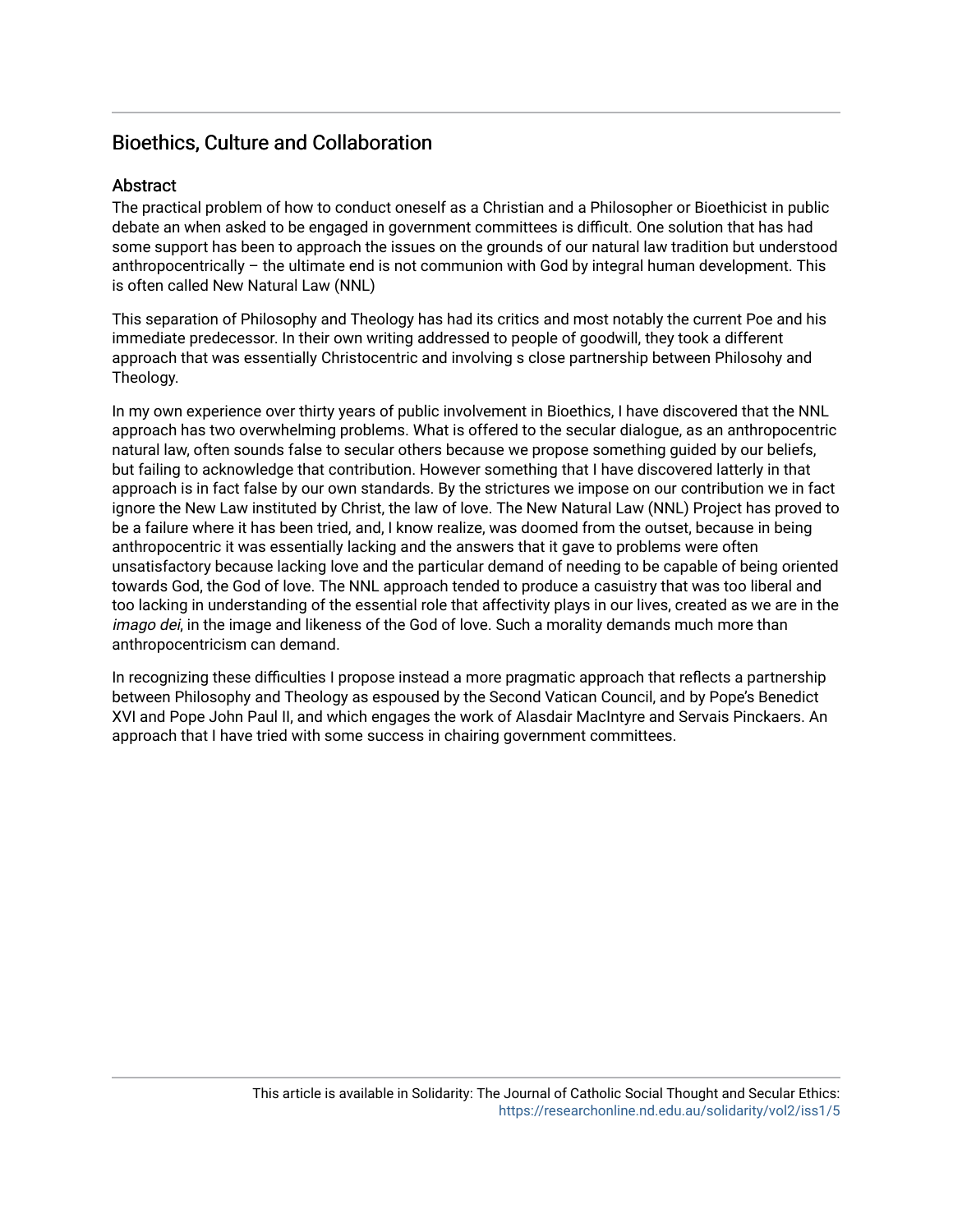## Bioethics, Culture and Collaboration

### Abstract

The practical problem of how to conduct oneself as a Christian and a Philosopher or Bioethicist in public debate an when asked to be engaged in government committees is difficult. One solution that has had some support has been to approach the issues on the grounds of our natural law tradition but understood anthropocentrically – the ultimate end is not communion with God by integral human development. This is often called New Natural Law (NNL)

This separation of Philosophy and Theology has had its critics and most notably the current Poe and his immediate predecessor. In their own writing addressed to people of goodwill, they took a different approach that was essentially Christocentric and involving s close partnership between Philosohy and Theology.

In my own experience over thirty years of public involvement in Bioethics, I have discovered that the NNL approach has two overwhelming problems. What is offered to the secular dialogue, as an anthropocentric natural law, often sounds false to secular others because we propose something guided by our beliefs, but failing to acknowledge that contribution. However something that I have discovered latterly in that approach is in fact false by our own standards. By the strictures we impose on our contribution we in fact ignore the New Law instituted by Christ, the law of love. The New Natural Law (NNL) Project has proved to be a failure where it has been tried, and, I know realize, was doomed from the outset, because in being anthropocentric it was essentially lacking and the answers that it gave to problems were often unsatisfactory because lacking love and the particular demand of needing to be capable of being oriented towards God, the God of love. The NNL approach tended to produce a casuistry that was too liberal and too lacking in understanding of the essential role that affectivity plays in our lives, created as we are in the *imago dei*, in the image and likeness of the God of love. Such a morality demands much more than anthropocentricism can demand.

In recognizing these difficulties I propose instead a more pragmatic approach that reflects a partnership between Philosophy and Theology as espoused by the Second Vatican Council, and by Pope's Benedict XVI and Pope John Paul II, and which engages the work of Alasdair MacIntyre and Servais Pinckaers. An approach that I have tried with some success in chairing government committees.

This article is available in Solidarity: The Journal of Catholic Social Thought and Secular Ethics: https://researchonline.nd.edu.au/solidarity/vol2/iss1/5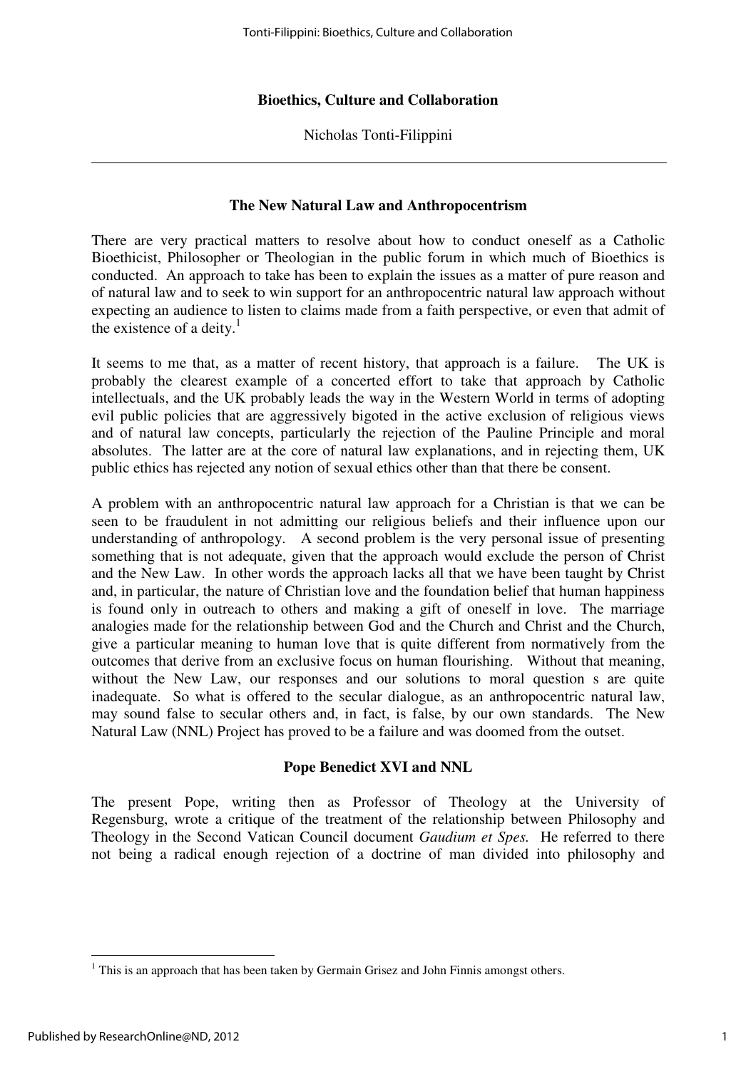**Bioethics, Culture and Collaboration**

Nicholas Tonti-Filippini

---

## The New Natural Law and Anthropocentrism

There are very practical matters to resolve about how to conduct oneself as a Catholic Bioethicist, Philosopher or Theologian in the public forum in which much of Bioethics is conducted. An approach to take has been to explain the issues as a matter of pure reason and of natural law and to seek to win support for an anthropocentric natural law approach without expecting an audience to listen to claims made from a faith perspective, or even that admit of the existence of a deity.[1]

It seems to me that, as a matter of recent history, that approach is a failure. The UK is probably the clearest example of a concerted effort to take that approach by Catholic intellectuals, and the UK probably leads the way in the Western World in terms of adopting evil public policies that are aggressively bigoted in the active exclusion of religious views and of natural law concepts, particularly the rejection of the Pauline Principle and moral absolutes. The latter are at the core of natural law explanations, and in rejecting them, UK public ethics has rejected any notion of sexual ethics other than that there be consent.

A problem with an anthropocentric natural law approach for a Christian is that we can be seen to be fraudulent in not admitting our religious beliefs and their influence upon our understanding of anthropology. A second problem is the very personal issue of presenting something that is not adequate, given that the approach would exclude the person of Christ and the New Law. In other words the approach lacks all that we have been taught by Christ and, in particular, the nature of Christian love and the foundation belief that human happiness is found only in outreach to others and making a gift of oneself in love. The marriage analogies made for the relationship between God and the Church and Christ and the Church, give a particular meaning to human love that is quite different from normatively from the outcomes that derive from an exclusive focus on human flourishing. Without that meaning, without the New Law, our responses and our solutions to moral question s are quite inadequate. So what is offered to the secular dialogue, as an anthropocentric natural law, may sound false to secular others and, in fact, is false, by our own standards. The New Natural Law (NNL) Project has proved to be a failure and was doomed from the outset.

## Pope Benedict XVI and NNL

The present Pope, writing then as Professor of Theology at the University of Regensburg, wrote a critique of the treatment of the relationship between Philosophy and Theology in the Second Vatican Council document *Gaudium et Spes.* He referred to there not being a radical enough rejection of a doctrine of man divided into philosophy and

---

[1] This is an approach that has been taken by Germain Grisez and John Finnis amongst others.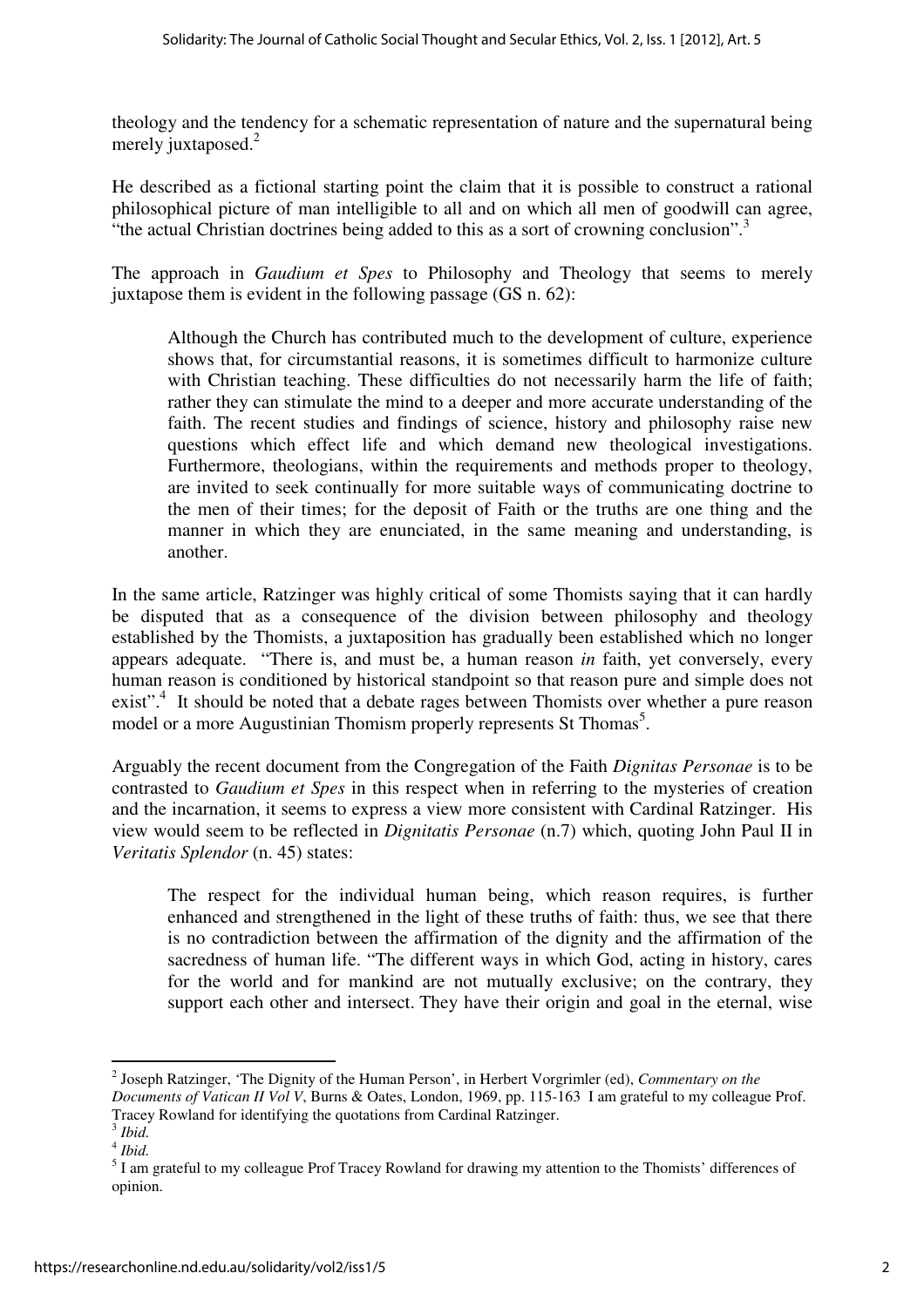theology and the tendency for a schematic representation of nature and the supernatural being merely juxtaposed.[2]

He described as a fictional starting point the claim that it is possible to construct a rational philosophical picture of man intelligible to all and on which all men of goodwill can agree, "the actual Christian doctrines being added to this as a sort of crowning conclusion".[3]

The approach in *Gaudium et Spes* to Philosophy and Theology that seems to merely juxtapose them is evident in the following passage (GS n. 62):

> Although the Church has contributed much to the development of culture, experience shows that, for circumstantial reasons, it is sometimes difficult to harmonize culture with Christian teaching. These difficulties do not necessarily harm the life of faith; rather they can stimulate the mind to a deeper and more accurate understanding of the faith. The recent studies and findings of science, history and philosophy raise new questions which effect life and which demand new theological investigations. Furthermore, theologians, within the requirements and methods proper to theology, are invited to seek continually for more suitable ways of communicating doctrine to the men of their times; for the deposit of Faith or the truths are one thing and the manner in which they are enunciated, in the same meaning and understanding, is another.

In the same article, Ratzinger was highly critical of some Thomists saying that it can hardly be disputed that as a consequence of the division between philosophy and theology established by the Thomists, a juxtaposition has gradually been established which no longer appears adequate. "There is, and must be, a human reason *in* faith, yet conversely, every human reason is conditioned by historical standpoint so that reason pure and simple does not exist".[4] It should be noted that a debate rages between Thomists over whether a pure reason model or a more Augustinian Thomism properly represents St Thomas[5].

Arguably the recent document from the Congregation of the Faith *Dignitas Personae* is to be contrasted to *Gaudium et Spes* in this respect when in referring to the mysteries of creation and the incarnation, it seems to express a view more consistent with Cardinal Ratzinger. His view would seem to be reflected in *Dignitatis Personae* (n.7) which, quoting John Paul II in *Veritatis Splendor* (n. 45) states:

> The respect for the individual human being, which reason requires, is further enhanced and strengthened in the light of these truths of faith: thus, we see that there is no contradiction between the affirmation of the dignity and the affirmation of the sacredness of human life. "The different ways in which God, acting in history, cares for the world and for mankind are not mutually exclusive; on the contrary, they support each other and intersect. They have their origin and goal in the eternal, wise

---

[2] Joseph Ratzinger, 'The Dignity of the Human Person', in Herbert Vorgrimler (ed), *Commentary on the Documents of Vatican II Vol V*, Burns & Oates, London, 1969, pp. 115-163 I am grateful to my colleague Prof. Tracey Rowland for identifying the quotations from Cardinal Ratzinger.

[3] *Ibid.*

[4] *Ibid.*

[5] I am grateful to my colleague Prof Tracey Rowland for drawing my attention to the Thomists' differences of opinion.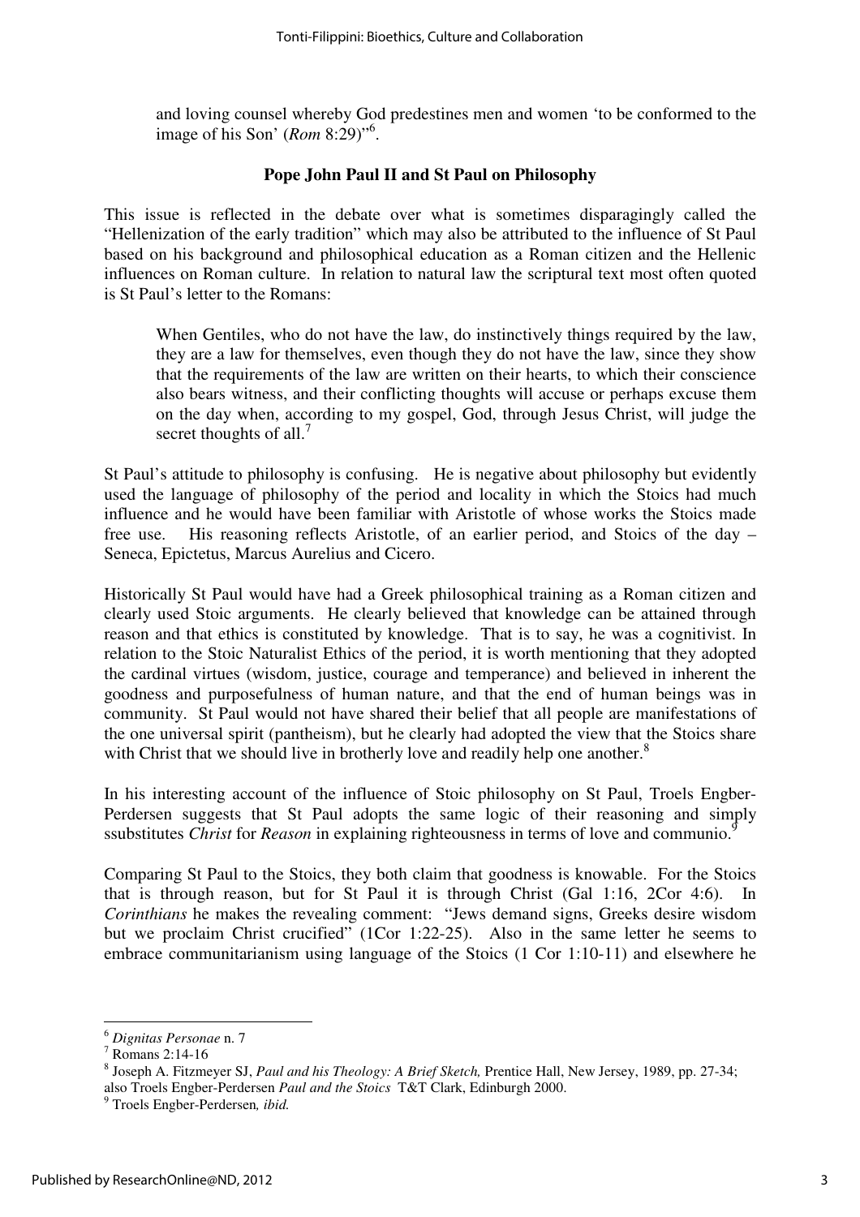and loving counsel whereby God predestines men and women 'to be conformed to the image of his Son' (*Rom* 8:29)"[6].

**Pope John Paul II and St Paul on Philosophy**

This issue is reflected in the debate over what is sometimes disparagingly called the "Hellenization of the early tradition" which may also be attributed to the influence of St Paul based on his background and philosophical education as a Roman citizen and the Hellenic influences on Roman culture. In relation to natural law the scriptural text most often quoted is St Paul's letter to the Romans:

> When Gentiles, who do not have the law, do instinctively things required by the law, they are a law for themselves, even though they do not have the law, since they show that the requirements of the law are written on their hearts, to which their conscience also bears witness, and their conflicting thoughts will accuse or perhaps excuse them on the day when, according to my gospel, God, through Jesus Christ, will judge the secret thoughts of all.[7]

St Paul's attitude to philosophy is confusing. He is negative about philosophy but evidently used the language of philosophy of the period and locality in which the Stoics had much influence and he would have been familiar with Aristotle of whose works the Stoics made free use. His reasoning reflects Aristotle, of an earlier period, and Stoics of the day – Seneca, Epictetus, Marcus Aurelius and Cicero.

Historically St Paul would have had a Greek philosophical training as a Roman citizen and clearly used Stoic arguments. He clearly believed that knowledge can be attained through reason and that ethics is constituted by knowledge. That is to say, he was a cognitivist. In relation to the Stoic Naturalist Ethics of the period, it is worth mentioning that they adopted the cardinal virtues (wisdom, justice, courage and temperance) and believed in inherent the goodness and purposefulness of human nature, and that the end of human beings was in community. St Paul would not have shared their belief that all people are manifestations of the one universal spirit (pantheism), but he clearly had adopted the view that the Stoics share with Christ that we should live in brotherly love and readily help one another.[8]

In his interesting account of the influence of Stoic philosophy on St Paul, Troels Engber-Perdersen suggests that St Paul adopts the same logic of their reasoning and simply ssubstitutes *Christ* for *Reason* in explaining righteousness in terms of love and communio.[9]

Comparing St Paul to the Stoics, they both claim that goodness is knowable. For the Stoics that is through reason, but for St Paul it is through Christ (Gal 1:16, 2Cor 4:6). In *Corinthians* he makes the revealing comment: "Jews demand signs, Greeks desire wisdom but we proclaim Christ crucified" (1Cor 1:22-25). Also in the same letter he seems to embrace communitarianism using language of the Stoics (1 Cor 1:10-11) and elsewhere he

---

[6] *Dignitas Personae* n. 7

[7] Romans 2:14-16

[8] Joseph A. Fitzmeyer SJ, *Paul and his Theology: A Brief Sketch,* Prentice Hall, New Jersey, 1989, pp. 27-34; also Troels Engber-Perdersen *Paul and the Stoics* T&T Clark, Edinburgh 2000.

[9] Troels Engber-Perdersen*, ibid.*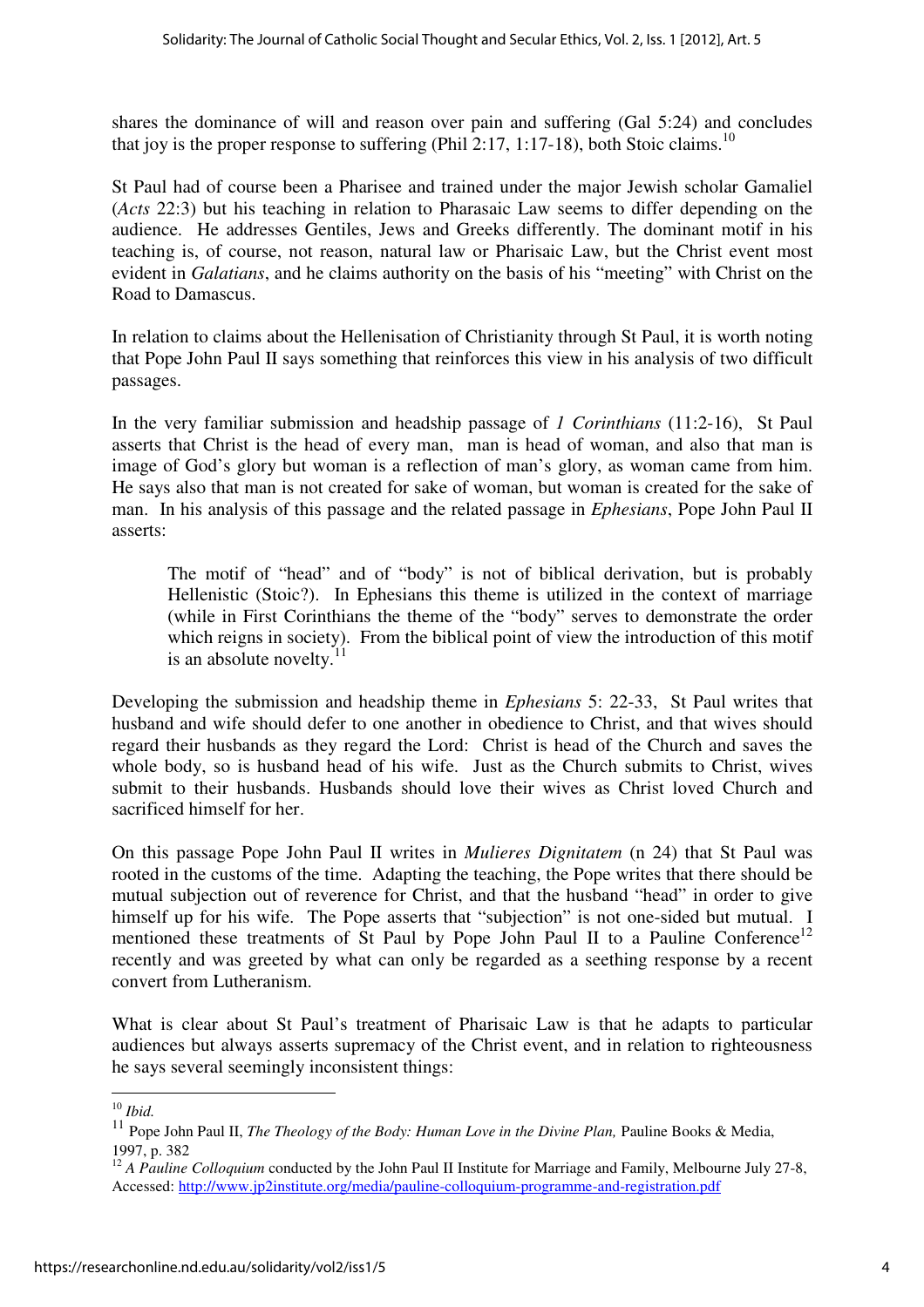shares the dominance of will and reason over pain and suffering (Gal 5:24) and concludes that joy is the proper response to suffering (Phil 2:17, 1:17-18), both Stoic claims.[10]

St Paul had of course been a Pharisee and trained under the major Jewish scholar Gamaliel (*Acts* 22:3) but his teaching in relation to Pharasaic Law seems to differ depending on the audience. He addresses Gentiles, Jews and Greeks differently. The dominant motif in his teaching is, of course, not reason, natural law or Pharisaic Law, but the Christ event most evident in *Galatians*, and he claims authority on the basis of his "meeting" with Christ on the Road to Damascus.

In relation to claims about the Hellenisation of Christianity through St Paul, it is worth noting that Pope John Paul II says something that reinforces this view in his analysis of two difficult passages.

In the very familiar submission and headship passage of *1 Corinthians* (11:2-16), St Paul asserts that Christ is the head of every man, man is head of woman, and also that man is image of God's glory but woman is a reflection of man's glory, as woman came from him. He says also that man is not created for sake of woman, but woman is created for the sake of man. In his analysis of this passage and the related passage in *Ephesians*, Pope John Paul II asserts:

> The motif of "head" and of "body" is not of biblical derivation, but is probably Hellenistic (Stoic?). In Ephesians this theme is utilized in the context of marriage (while in First Corinthians the theme of the "body" serves to demonstrate the order which reigns in society). From the biblical point of view the introduction of this motif is an absolute novelty.[11]

Developing the submission and headship theme in *Ephesians* 5: 22-33, St Paul writes that husband and wife should defer to one another in obedience to Christ, and that wives should regard their husbands as they regard the Lord: Christ is head of the Church and saves the whole body, so is husband head of his wife. Just as the Church submits to Christ, wives submit to their husbands. Husbands should love their wives as Christ loved Church and sacrificed himself for her.

On this passage Pope John Paul II writes in *Mulieres Dignitatem* (n 24) that St Paul was rooted in the customs of the time. Adapting the teaching, the Pope writes that there should be mutual subjection out of reverence for Christ, and that the husband "head" in order to give himself up for his wife. The Pope asserts that "subjection" is not one-sided but mutual. I mentioned these treatments of St Paul by Pope John Paul II to a Pauline Conference[12] recently and was greeted by what can only be regarded as a seething response by a recent convert from Lutheranism.

What is clear about St Paul's treatment of Pharisaic Law is that he adapts to particular audiences but always asserts supremacy of the Christ event, and in relation to righteousness he says several seemingly inconsistent things:

---

[10] *Ibid.*

[11] Pope John Paul II, *The Theology of the Body: Human Love in the Divine Plan,* Pauline Books & Media, 1997, p. 382

[12] *A Pauline Colloquium* conducted by the John Paul II Institute for Marriage and Family, Melbourne July 27-8, Accessed: http://www.jp2institute.org/media/pauline-colloquium-programme-and-registration.pdf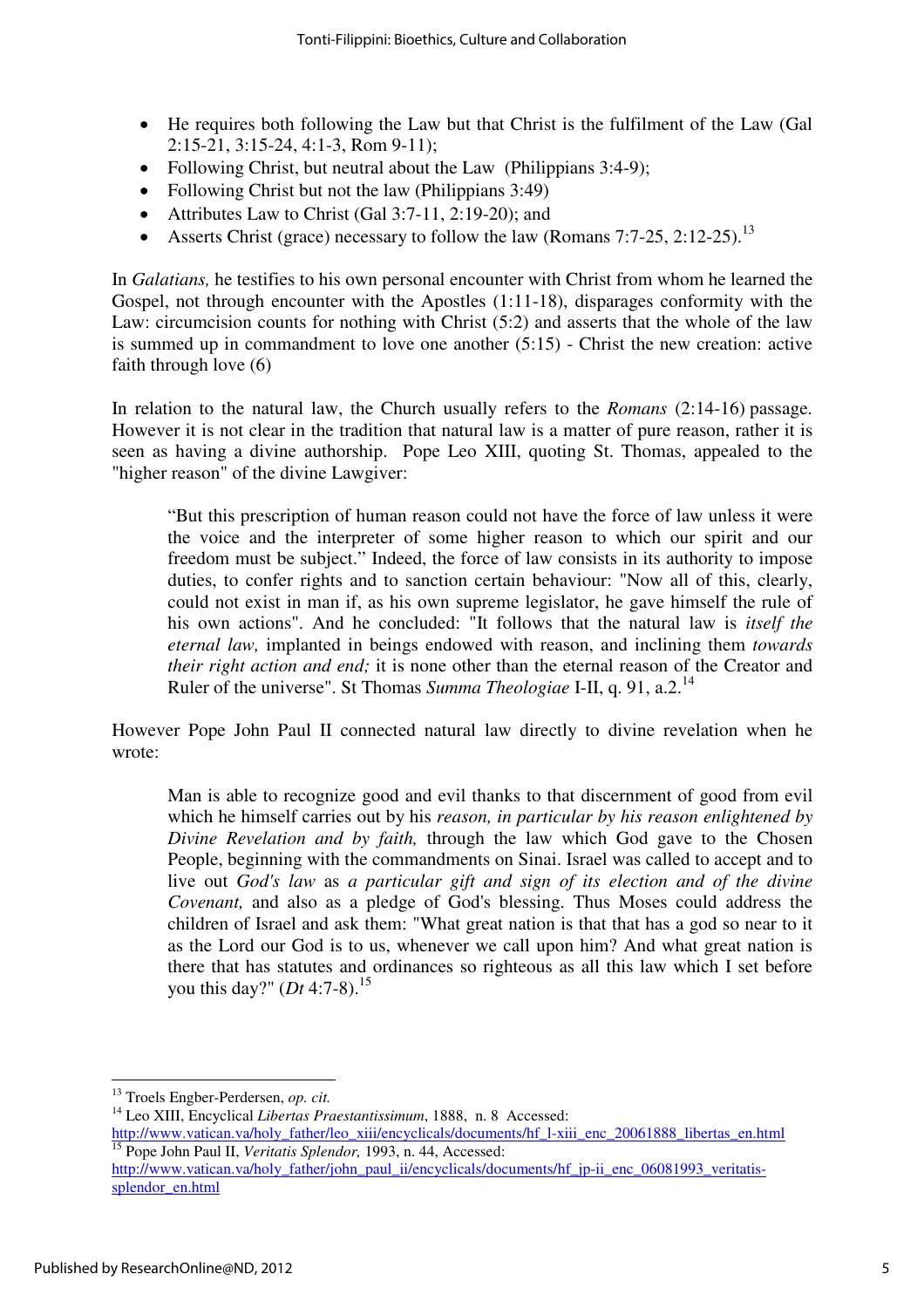- He requires both following the Law but that Christ is the fulfilment of the Law (Gal 2:15-21, 3:15-24, 4:1-3, Rom 9-11);
- Following Christ, but neutral about the Law (Philippians 3:4-9);
- Following Christ but not the law (Philippians 3:49)
- Attributes Law to Christ (Gal 3:7-11, 2:19-20); and
- Asserts Christ (grace) necessary to follow the law (Romans 7:7-25, 2:12-25).[13]

In *Galatians,* he testifies to his own personal encounter with Christ from whom he learned the Gospel, not through encounter with the Apostles (1:11-18), disparages conformity with the Law: circumcision counts for nothing with Christ (5:2) and asserts that the whole of the law is summed up in commandment to love one another (5:15) - Christ the new creation: active faith through love (6)

In relation to the natural law, the Church usually refers to the *Romans* (2:14-16) passage. However it is not clear in the tradition that natural law is a matter of pure reason, rather it is seen as having a divine authorship. Pope Leo XIII, quoting St. Thomas, appealed to the "higher reason" of the divine Lawgiver:

> "But this prescription of human reason could not have the force of law unless it were the voice and the interpreter of some higher reason to which our spirit and our freedom must be subject." Indeed, the force of law consists in its authority to impose duties, to confer rights and to sanction certain behaviour: "Now all of this, clearly, could not exist in man if, as his own supreme legislator, he gave himself the rule of his own actions". And he concluded: "It follows that the natural law is *itself the eternal law,* implanted in beings endowed with reason, and inclining them *towards their right action and end;* it is none other than the eternal reason of the Creator and Ruler of the universe". St Thomas *Summa Theologiae* I-II, q. 91, a.2.[14]

However Pope John Paul II connected natural law directly to divine revelation when he wrote:

> Man is able to recognize good and evil thanks to that discernment of good from evil which he himself carries out by his *reason, in particular by his reason enlightened by Divine Revelation and by faith,* through the law which God gave to the Chosen People, beginning with the commandments on Sinai. Israel was called to accept and to live out *God's law* as *a particular gift and sign of its election and of the divine Covenant,* and also as a pledge of God's blessing. Thus Moses could address the children of Israel and ask them: "What great nation is that that has a god so near to it as the Lord our God is to us, whenever we call upon him? And what great nation is there that has statutes and ordinances so righteous as all this law which I set before you this day?" (*Dt* 4:7-8).[15]

---

[13] Troels Engber-Perdersen, *op. cit.*

[14] Leo XIII, Encyclical *Libertas Praestantissimum*, 1888, n. 8 Accessed: http://www.vatican.va/holy_father/leo_xiii/encyclicals/documents/hf_l-xiii_enc_20061888_libertas_en.html

[15] Pope John Paul II, *Veritatis Splendor,* 1993, n. 44, Accessed: http://www.vatican.va/holy_father/john_paul_ii/encyclicals/documents/hf_jp-ii_enc_06081993_veritatis-splendor_en.html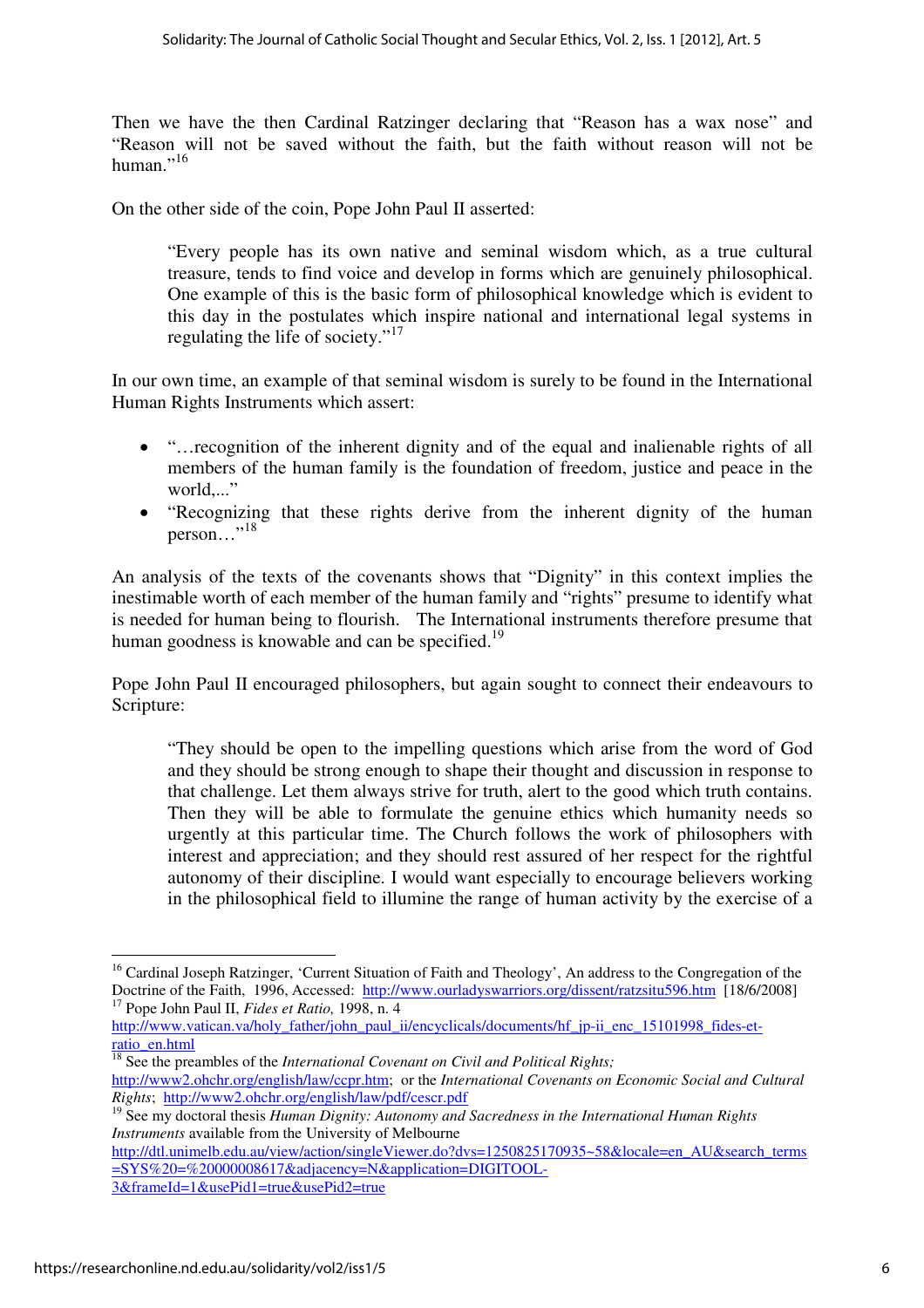Then we have the then Cardinal Ratzinger declaring that "Reason has a wax nose" and "Reason will not be saved without the faith, but the faith without reason will not be human."[16]

On the other side of the coin, Pope John Paul II asserted:

> "Every people has its own native and seminal wisdom which, as a true cultural treasure, tends to find voice and develop in forms which are genuinely philosophical. One example of this is the basic form of philosophical knowledge which is evident to this day in the postulates which inspire national and international legal systems in regulating the life of society."[17]

In our own time, an example of that seminal wisdom is surely to be found in the International Human Rights Instruments which assert:

- "…recognition of the inherent dignity and of the equal and inalienable rights of all members of the human family is the foundation of freedom, justice and peace in the world,..."
- "Recognizing that these rights derive from the inherent dignity of the human person…"[18]

An analysis of the texts of the covenants shows that "Dignity" in this context implies the inestimable worth of each member of the human family and "rights" presume to identify what is needed for human being to flourish. The International instruments therefore presume that human goodness is knowable and can be specified.[19]

Pope John Paul II encouraged philosophers, but again sought to connect their endeavours to Scripture:

> "They should be open to the impelling questions which arise from the word of God and they should be strong enough to shape their thought and discussion in response to that challenge. Let them always strive for truth, alert to the good which truth contains. Then they will be able to formulate the genuine ethics which humanity needs so urgently at this particular time. The Church follows the work of philosophers with interest and appreciation; and they should rest assured of her respect for the rightful autonomy of their discipline. I would want especially to encourage believers working in the philosophical field to illumine the range of human activity by the exercise of a

---

[16] Cardinal Joseph Ratzinger, 'Current Situation of Faith and Theology', An address to the Congregation of the Doctrine of the Faith, 1996, Accessed: http://www.ourladyswarriors.org/dissent/ratzsitu596.htm [18/6/2008]

[17] Pope John Paul II, *Fides et Ratio,* 1998, n. 4 http://www.vatican.va/holy_father/john_paul_ii/encyclicals/documents/hf_jp-ii_enc_15101998_fides-et-ratio_en.html

[18] See the preambles of the *International Covenant on Civil and Political Rights;* http://www2.ohchr.org/english/law/ccpr.htm; or the *International Covenants on Economic Social and Cultural Rights*; http://www2.ohchr.org/english/law/pdf/cescr.pdf

[19] See my doctoral thesis *Human Dignity: Autonomy and Sacredness in the International Human Rights Instruments* available from the University of Melbourne http://dtl.unimelb.edu.au/view/action/singleViewer.do?dvs=1250825170935~58&locale=en_AU&search_terms=SYS%20=%20000008617&adjacency=N&application=DIGITOOL-3&frameId=1&usePid1=true&usePid2=true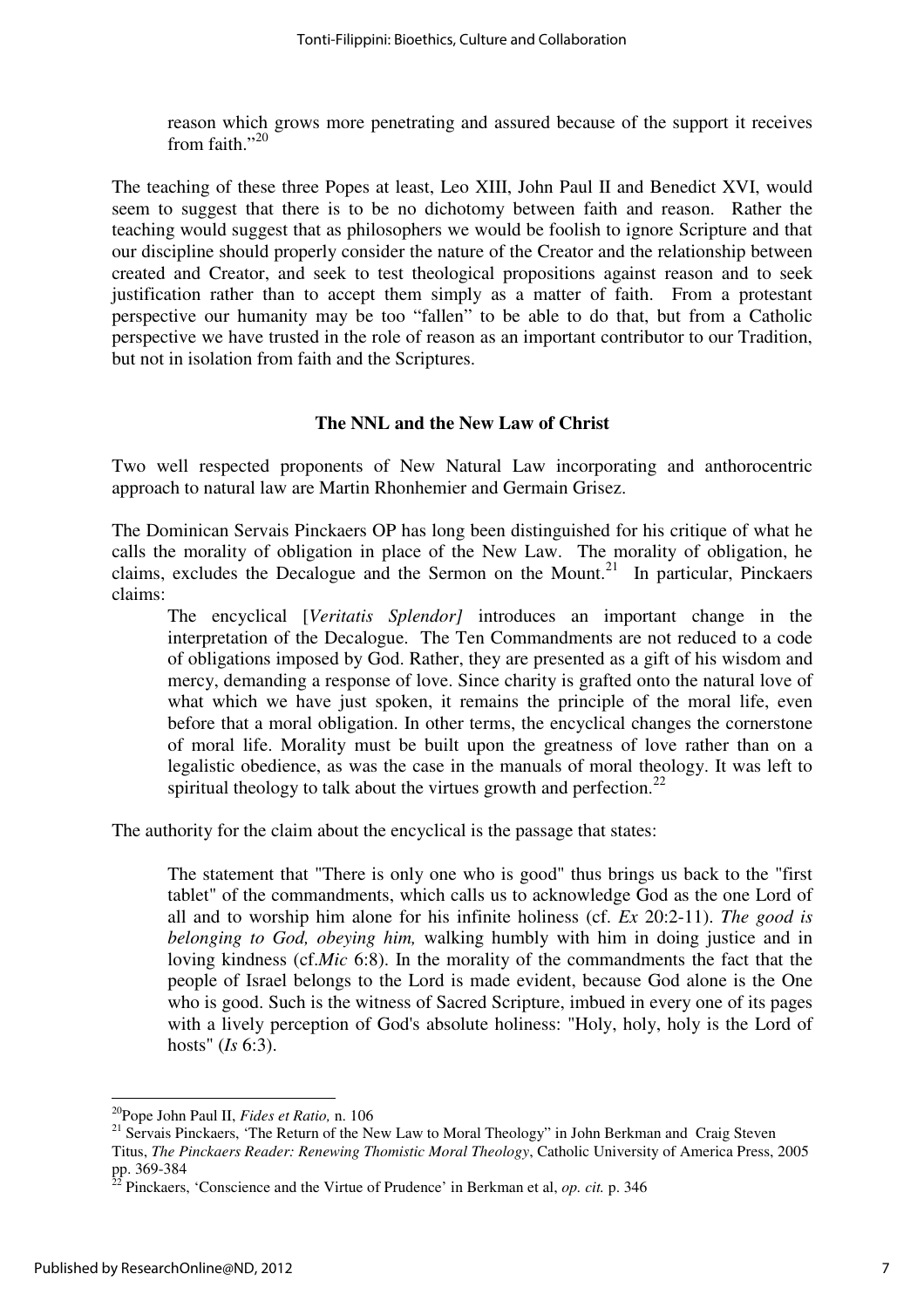reason which grows more penetrating and assured because of the support it receives from faith."[20]

The teaching of these three Popes at least, Leo XIII, John Paul II and Benedict XVI, would seem to suggest that there is to be no dichotomy between faith and reason. Rather the teaching would suggest that as philosophers we would be foolish to ignore Scripture and that our discipline should properly consider the nature of the Creator and the relationship between created and Creator, and seek to test theological propositions against reason and to seek justification rather than to accept them simply as a matter of faith. From a protestant perspective our humanity may be too "fallen" to be able to do that, but from a Catholic perspective we have trusted in the role of reason as an important contributor to our Tradition, but not in isolation from faith and the Scriptures.

## The NNL and the New Law of Christ

Two well respected proponents of New Natural Law incorporating and anthorocentric approach to natural law are Martin Rhonhemier and Germain Grisez.

The Dominican Servais Pinckaers OP has long been distinguished for his critique of what he calls the morality of obligation in place of the New Law. The morality of obligation, he claims, excludes the Decalogue and the Sermon on the Mount.[21] In particular, Pinckaers claims:

> The encyclical [*Veritatis Splendor]* introduces an important change in the interpretation of the Decalogue. The Ten Commandments are not reduced to a code of obligations imposed by God. Rather, they are presented as a gift of his wisdom and mercy, demanding a response of love. Since charity is grafted onto the natural love of what which we have just spoken, it remains the principle of the moral life, even before that a moral obligation. In other terms, the encyclical changes the cornerstone of moral life. Morality must be built upon the greatness of love rather than on a legalistic obedience, as was the case in the manuals of moral theology. It was left to spiritual theology to talk about the virtues growth and perfection.[22]

The authority for the claim about the encyclical is the passage that states:

> The statement that "There is only one who is good" thus brings us back to the "first tablet" of the commandments, which calls us to acknowledge God as the one Lord of all and to worship him alone for his infinite holiness (cf. *Ex* 20:2-11). *The good is belonging to God, obeying him,* walking humbly with him in doing justice and in loving kindness (cf.*Mic* 6:8). In the morality of the commandments the fact that the people of Israel belongs to the Lord is made evident, because God alone is the One who is good. Such is the witness of Sacred Scripture, imbued in every one of its pages with a lively perception of God's absolute holiness: "Holy, holy, holy is the Lord of hosts" (*Is* 6:3).

---

[20] Pope John Paul II, *Fides et Ratio,* n. 106

[21] Servais Pinckaers, 'The Return of the New Law to Moral Theology" in John Berkman and Craig Steven Titus, *The Pinckaers Reader: Renewing Thomistic Moral Theology*, Catholic University of America Press, 2005 pp. 369-384

[22] Pinckaers, 'Conscience and the Virtue of Prudence' in Berkman et al, *op. cit.* p. 346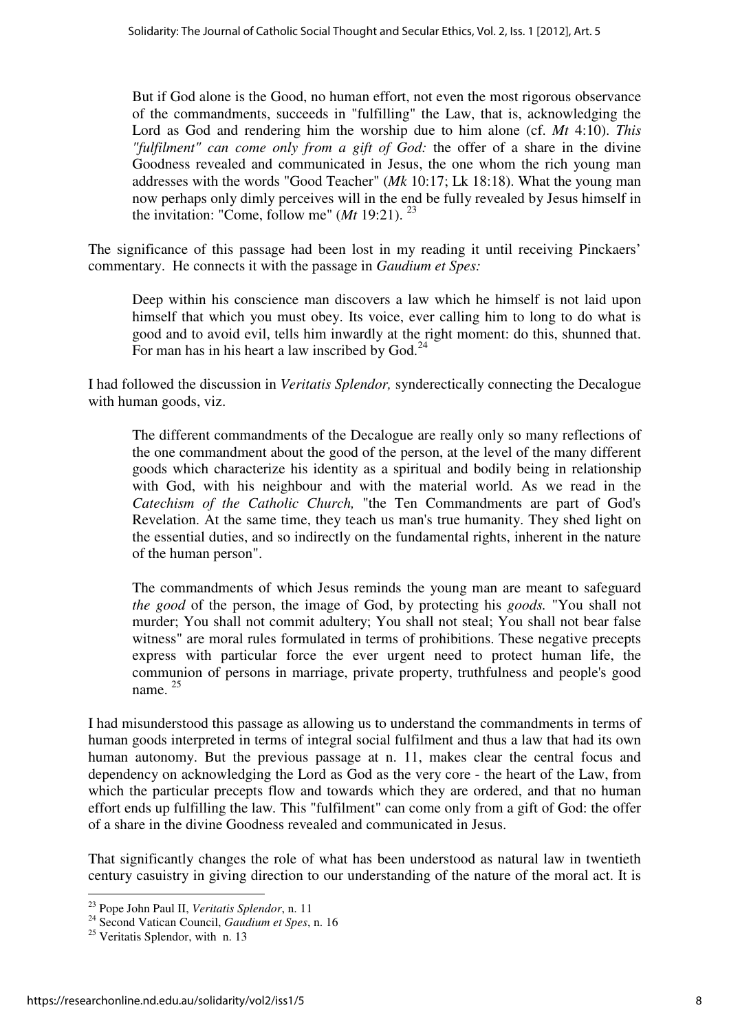> But if God alone is the Good, no human effort, not even the most rigorous observance of the commandments, succeeds in "fulfilling" the Law, that is, acknowledging the Lord as God and rendering him the worship due to him alone (cf. *Mt* 4:10). *This "fulfilment" can come only from a gift of God:* the offer of a share in the divine Goodness revealed and communicated in Jesus, the one whom the rich young man addresses with the words "Good Teacher" (*Mk* 10:17; Lk 18:18). What the young man now perhaps only dimly perceives will in the end be fully revealed by Jesus himself in the invitation: "Come, follow me" (*Mt* 19:21). [23]

The significance of this passage had been lost in my reading it until receiving Pinckaers' commentary. He connects it with the passage in *Gaudium et Spes:*

> Deep within his conscience man discovers a law which he himself is not laid upon himself that which you must obey. Its voice, ever calling him to long to do what is good and to avoid evil, tells him inwardly at the right moment: do this, shunned that. For man has in his heart a law inscribed by God.[24]

I had followed the discussion in *Veritatis Splendor,* synderectically connecting the Decalogue with human goods, viz.

> The different commandments of the Decalogue are really only so many reflections of the one commandment about the good of the person, at the level of the many different goods which characterize his identity as a spiritual and bodily being in relationship with God, with his neighbour and with the material world. As we read in the *Catechism of the Catholic Church,* "the Ten Commandments are part of God's Revelation. At the same time, they teach us man's true humanity. They shed light on the essential duties, and so indirectly on the fundamental rights, inherent in the nature of the human person".
>
> The commandments of which Jesus reminds the young man are meant to safeguard *the good* of the person, the image of God, by protecting his *goods.* "You shall not murder; You shall not commit adultery; You shall not steal; You shall not bear false witness" are moral rules formulated in terms of prohibitions. These negative precepts express with particular force the ever urgent need to protect human life, the communion of persons in marriage, private property, truthfulness and people's good name. [25]

I had misunderstood this passage as allowing us to understand the commandments in terms of human goods interpreted in terms of integral social fulfilment and thus a law that had its own human autonomy. But the previous passage at n. 11, makes clear the central focus and dependency on acknowledging the Lord as God as the very core - the heart of the Law, from which the particular precepts flow and towards which they are ordered, and that no human effort ends up fulfilling the law. This "fulfilment" can come only from a gift of God: the offer of a share in the divine Goodness revealed and communicated in Jesus.

That significantly changes the role of what has been understood as natural law in twentieth century casuistry in giving direction to our understanding of the nature of the moral act. It is

---

[23] Pope John Paul II, *Veritatis Splendor*, n. 11

[24] Second Vatican Council, *Gaudium et Spes*, n. 16

[25] Veritatis Splendor, with n. 13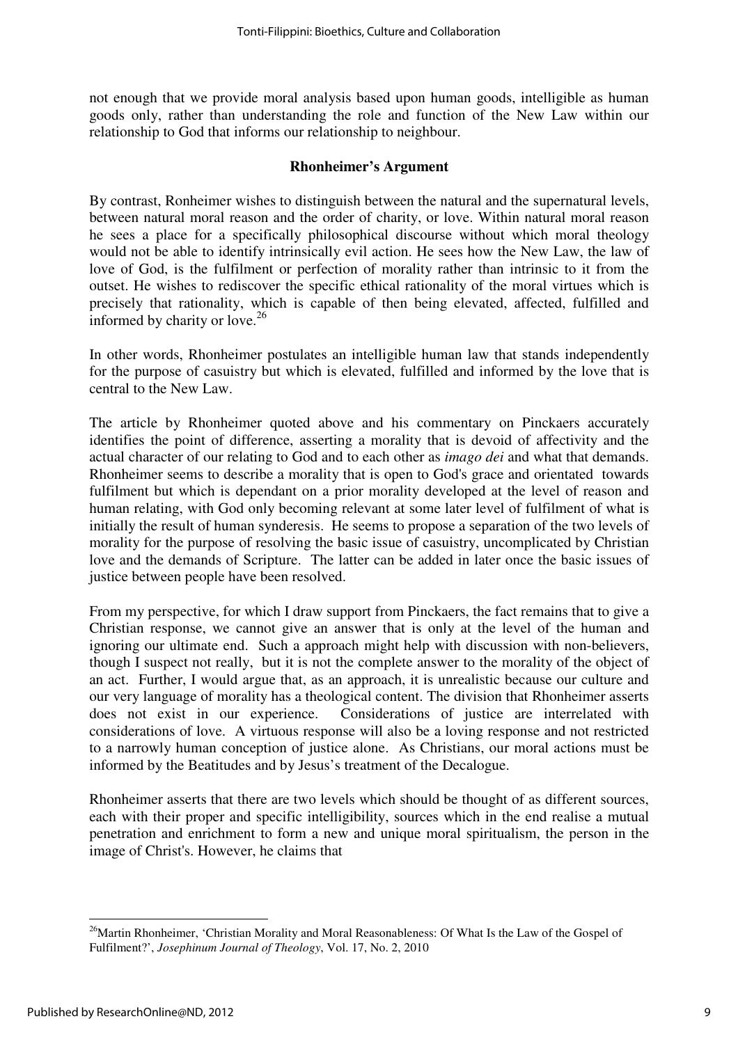not enough that we provide moral analysis based upon human goods, intelligible as human goods only, rather than understanding the role and function of the New Law within our relationship to God that informs our relationship to neighbour.

### Rhonheimer's Argument

By contrast, Ronheimer wishes to distinguish between the natural and the supernatural levels, between natural moral reason and the order of charity, or love. Within natural moral reason he sees a place for a specifically philosophical discourse without which moral theology would not be able to identify intrinsically evil action. He sees how the New Law, the law of love of God, is the fulfilment or perfection of morality rather than intrinsic to it from the outset. He wishes to rediscover the specific ethical rationality of the moral virtues which is precisely that rationality, which is capable of then being elevated, affected, fulfilled and informed by charity or love.[26]

In other words, Rhonheimer postulates an intelligible human law that stands independently for the purpose of casuistry but which is elevated, fulfilled and informed by the love that is central to the New Law.

The article by Rhonheimer quoted above and his commentary on Pinckaers accurately identifies the point of difference, asserting a morality that is devoid of affectivity and the actual character of our relating to God and to each other as *imago dei* and what that demands. Rhonheimer seems to describe a morality that is open to God's grace and orientated towards fulfilment but which is dependant on a prior morality developed at the level of reason and human relating, with God only becoming relevant at some later level of fulfilment of what is initially the result of human synderesis. He seems to propose a separation of the two levels of morality for the purpose of resolving the basic issue of casuistry, uncomplicated by Christian love and the demands of Scripture. The latter can be added in later once the basic issues of justice between people have been resolved.

From my perspective, for which I draw support from Pinckaers, the fact remains that to give a Christian response, we cannot give an answer that is only at the level of the human and ignoring our ultimate end. Such a approach might help with discussion with non-believers, though I suspect not really, but it is not the complete answer to the morality of the object of an act. Further, I would argue that, as an approach, it is unrealistic because our culture and our very language of morality has a theological content. The division that Rhonheimer asserts does not exist in our experience. Considerations of justice are interrelated with considerations of love. A virtuous response will also be a loving response and not restricted to a narrowly human conception of justice alone. As Christians, our moral actions must be informed by the Beatitudes and by Jesus's treatment of the Decalogue.

Rhonheimer asserts that there are two levels which should be thought of as different sources, each with their proper and specific intelligibility, sources which in the end realise a mutual penetration and enrichment to form a new and unique moral spiritualism, the person in the image of Christ's. However, he claims that

[26] Martin Rhonheimer, 'Christian Morality and Moral Reasonableness: Of What Is the Law of the Gospel of Fulfilment?', *Josephinum Journal of Theology*, Vol. 17, No. 2, 2010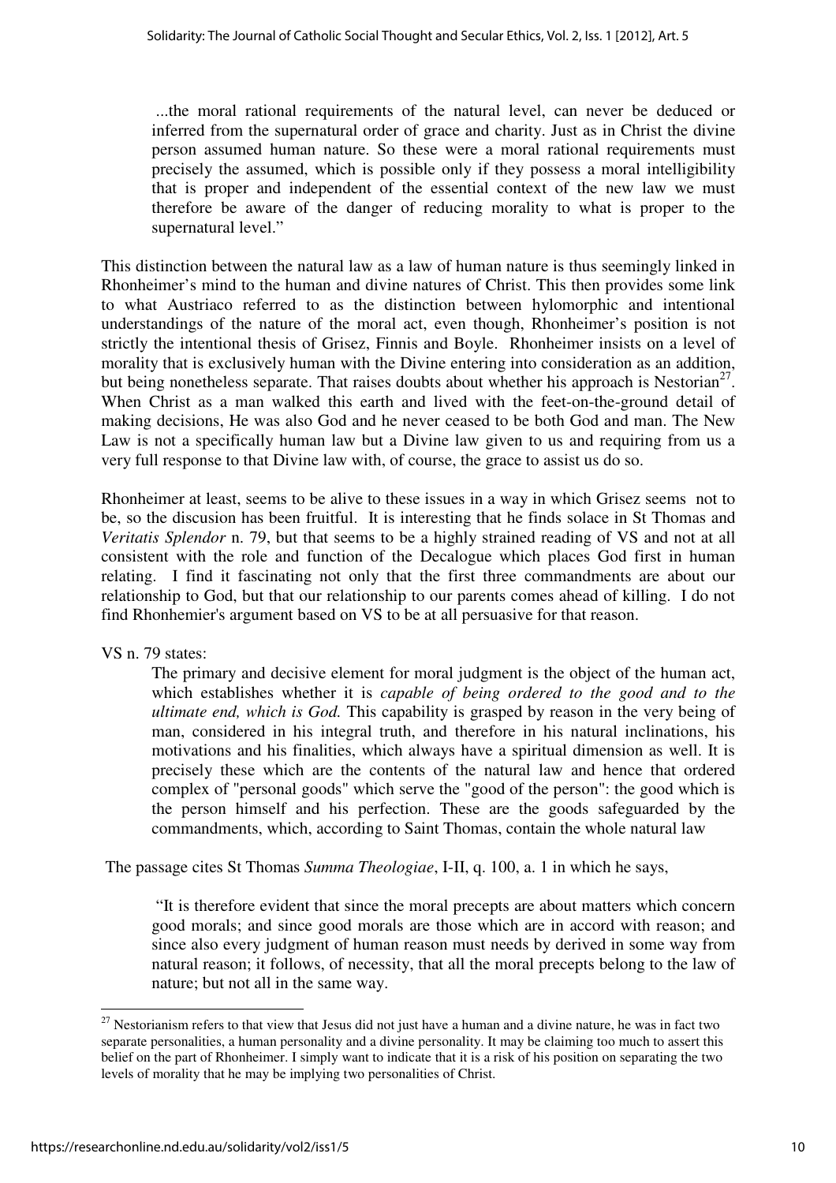> ...the moral rational requirements of the natural level, can never be deduced or inferred from the supernatural order of grace and charity. Just as in Christ the divine person assumed human nature. So these were a moral rational requirements must precisely the assumed, which is possible only if they possess a moral intelligibility that is proper and independent of the essential context of the new law we must therefore be aware of the danger of reducing morality to what is proper to the supernatural level."

This distinction between the natural law as a law of human nature is thus seemingly linked in Rhonheimer's mind to the human and divine natures of Christ. This then provides some link to what Austriaco referred to as the distinction between hylomorphic and intentional understandings of the nature of the moral act, even though, Rhonheimer's position is not strictly the intentional thesis of Grisez, Finnis and Boyle. Rhonheimer insists on a level of morality that is exclusively human with the Divine entering into consideration as an addition, but being nonetheless separate. That raises doubts about whether his approach is Nestorian[27]. When Christ as a man walked this earth and lived with the feet-on-the-ground detail of making decisions, He was also God and he never ceased to be both God and man. The New Law is not a specifically human law but a Divine law given to us and requiring from us a very full response to that Divine law with, of course, the grace to assist us do so.

Rhonheimer at least, seems to be alive to these issues in a way in which Grisez seems not to be, so the discusion has been fruitful. It is interesting that he finds solace in St Thomas and *Veritatis Splendor* n. 79, but that seems to be a highly strained reading of VS and not at all consistent with the role and function of the Decalogue which places God first in human relating. I find it fascinating not only that the first three commandments are about our relationship to God, but that our relationship to our parents comes ahead of killing. I do not find Rhonhemier's argument based on VS to be at all persuasive for that reason.

VS n. 79 states:

> The primary and decisive element for moral judgment is the object of the human act, which establishes whether it is *capable of being ordered to the good and to the ultimate end, which is God.* This capability is grasped by reason in the very being of man, considered in his integral truth, and therefore in his natural inclinations, his motivations and his finalities, which always have a spiritual dimension as well. It is precisely these which are the contents of the natural law and hence that ordered complex of "personal goods" which serve the "good of the person": the good which is the person himself and his perfection. These are the goods safeguarded by the commandments, which, according to Saint Thomas, contain the whole natural law

The passage cites St Thomas *Summa Theologiae*, I-II, q. 100, a. 1 in which he says,

> "It is therefore evident that since the moral precepts are about matters which concern good morals; and since good morals are those which are in accord with reason; and since also every judgment of human reason must needs by derived in some way from natural reason; it follows, of necessity, that all the moral precepts belong to the law of nature; but not all in the same way.

---

[27] Nestorianism refers to that view that Jesus did not just have a human and a divine nature, he was in fact two separate personalities, a human personality and a divine personality. It may be claiming too much to assert this belief on the part of Rhonheimer. I simply want to indicate that it is a risk of his position on separating the two levels of morality that he may be implying two personalities of Christ.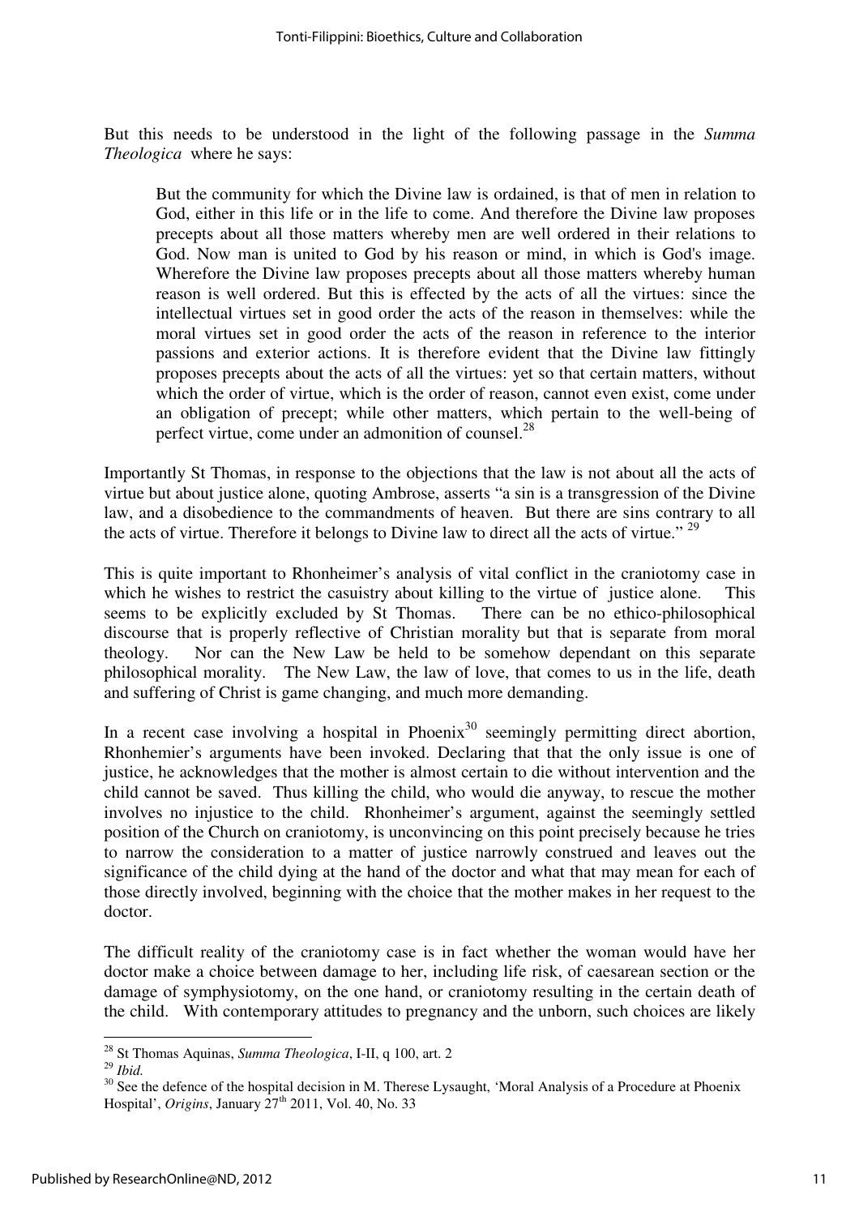But this needs to be understood in the light of the following passage in the *Summa Theologica* where he says:

> But the community for which the Divine law is ordained, is that of men in relation to God, either in this life or in the life to come. And therefore the Divine law proposes precepts about all those matters whereby men are well ordered in their relations to God. Now man is united to God by his reason or mind, in which is God's image. Wherefore the Divine law proposes precepts about all those matters whereby human reason is well ordered. But this is effected by the acts of all the virtues: since the intellectual virtues set in good order the acts of the reason in themselves: while the moral virtues set in good order the acts of the reason in reference to the interior passions and exterior actions. It is therefore evident that the Divine law fittingly proposes precepts about the acts of all the virtues: yet so that certain matters, without which the order of virtue, which is the order of reason, cannot even exist, come under an obligation of precept; while other matters, which pertain to the well-being of perfect virtue, come under an admonition of counsel.[28]

Importantly St Thomas, in response to the objections that the law is not about all the acts of virtue but about justice alone, quoting Ambrose, asserts "a sin is a transgression of the Divine law, and a disobedience to the commandments of heaven. But there are sins contrary to all the acts of virtue. Therefore it belongs to Divine law to direct all the acts of virtue."[29]

This is quite important to Rhonheimer's analysis of vital conflict in the craniotomy case in which he wishes to restrict the casuistry about killing to the virtue of justice alone. This seems to be explicitly excluded by St Thomas. There can be no ethico-philosophical discourse that is properly reflective of Christian morality but that is separate from moral theology. Nor can the New Law be held to be somehow dependant on this separate philosophical morality. The New Law, the law of love, that comes to us in the life, death and suffering of Christ is game changing, and much more demanding.

In a recent case involving a hospital in Phoenix[30] seemingly permitting direct abortion, Rhonhemier's arguments have been invoked. Declaring that that the only issue is one of justice, he acknowledges that the mother is almost certain to die without intervention and the child cannot be saved. Thus killing the child, who would die anyway, to rescue the mother involves no injustice to the child. Rhonheimer's argument, against the seemingly settled position of the Church on craniotomy, is unconvincing on this point precisely because he tries to narrow the consideration to a matter of justice narrowly construed and leaves out the significance of the child dying at the hand of the doctor and what that may mean for each of those directly involved, beginning with the choice that the mother makes in her request to the doctor.

The difficult reality of the craniotomy case is in fact whether the woman would have her doctor make a choice between damage to her, including life risk, of caesarean section or the damage of symphysiotomy, on the one hand, or craniotomy resulting in the certain death of the child. With contemporary attitudes to pregnancy and the unborn, such choices are likely

---

[28] St Thomas Aquinas, *Summa Theologica*, I-II, q 100, art. 2

[29] *Ibid.*

[30] See the defence of the hospital decision in M. Therese Lysaught, 'Moral Analysis of a Procedure at Phoenix Hospital', *Origins*, January 27th 2011, Vol. 40, No. 33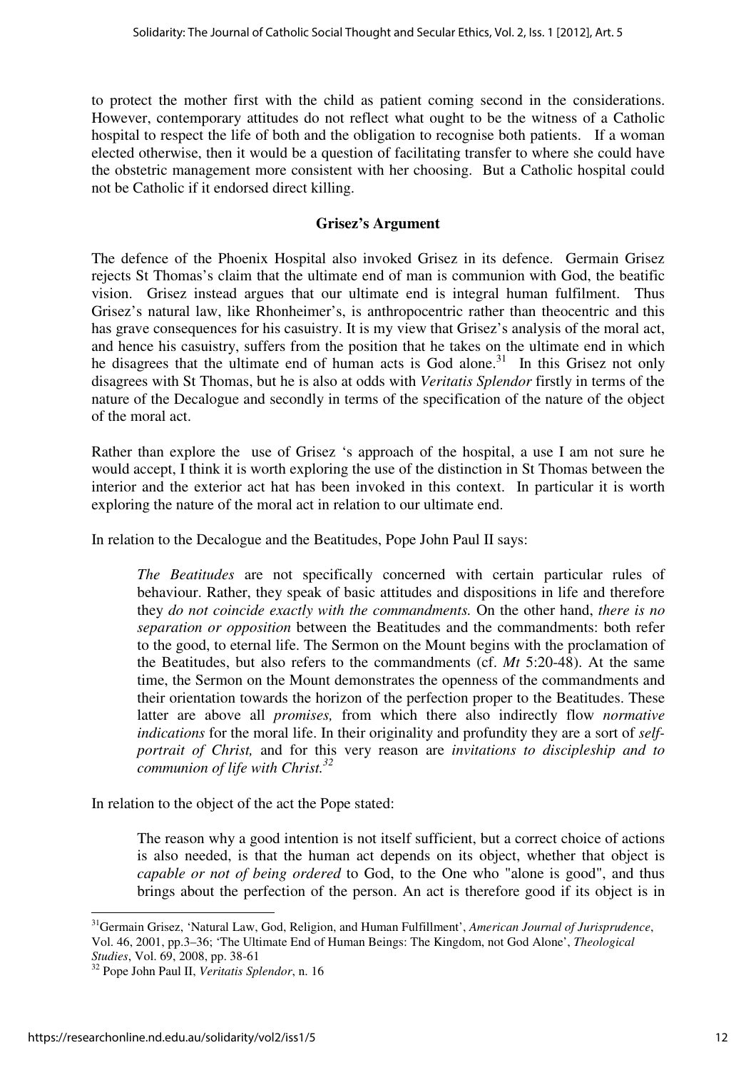to protect the mother first with the child as patient coming second in the considerations. However, contemporary attitudes do not reflect what ought to be the witness of a Catholic hospital to respect the life of both and the obligation to recognise both patients. If a woman elected otherwise, then it would be a question of facilitating transfer to where she could have the obstetric management more consistent with her choosing. But a Catholic hospital could not be Catholic if it endorsed direct killing.

## Grisez's Argument

The defence of the Phoenix Hospital also invoked Grisez in its defence. Germain Grisez rejects St Thomas's claim that the ultimate end of man is communion with God, the beatific vision. Grisez instead argues that our ultimate end is integral human fulfilment. Thus Grisez's natural law, like Rhonheimer's, is anthropocentric rather than theocentric and this has grave consequences for his casuistry. It is my view that Grisez's analysis of the moral act, and hence his casuistry, suffers from the position that he takes on the ultimate end in which he disagrees that the ultimate end of human acts is God alone.[31] In this Grisez not only disagrees with St Thomas, but he is also at odds with *Veritatis Splendor* firstly in terms of the nature of the Decalogue and secondly in terms of the specification of the nature of the object of the moral act.

Rather than explore the use of Grisez 's approach of the hospital, a use I am not sure he would accept, I think it is worth exploring the use of the distinction in St Thomas between the interior and the exterior act hat has been invoked in this context. In particular it is worth exploring the nature of the moral act in relation to our ultimate end.

In relation to the Decalogue and the Beatitudes, Pope John Paul II says:

> *The Beatitudes* are not specifically concerned with certain particular rules of behaviour. Rather, they speak of basic attitudes and dispositions in life and therefore they *do not coincide exactly with the commandments.* On the other hand, *there is no separation or opposition* between the Beatitudes and the commandments: both refer to the good, to eternal life. The Sermon on the Mount begins with the proclamation of the Beatitudes, but also refers to the commandments (cf. *Mt* 5:20-48). At the same time, the Sermon on the Mount demonstrates the openness of the commandments and their orientation towards the horizon of the perfection proper to the Beatitudes. These latter are above all *promises,* from which there also indirectly flow *normative indications* for the moral life. In their originality and profundity they are a sort of *self-portrait of Christ,* and for this very reason are *invitations to discipleship and to communion of life with Christ.*[32]

In relation to the object of the act the Pope stated:

> The reason why a good intention is not itself sufficient, but a correct choice of actions is also needed, is that the human act depends on its object, whether that object is *capable or not of being ordered* to God, to the One who "alone is good", and thus brings about the perfection of the person. An act is therefore good if its object is in

---

[31] Germain Grisez, 'Natural Law, God, Religion, and Human Fulfillment', *American Journal of Jurisprudence*, Vol. 46, 2001, pp.3–36; 'The Ultimate End of Human Beings: The Kingdom, not God Alone', *Theological Studies*, Vol. 69, 2008, pp. 38-61

[32] Pope John Paul II, *Veritatis Splendor*, n. 16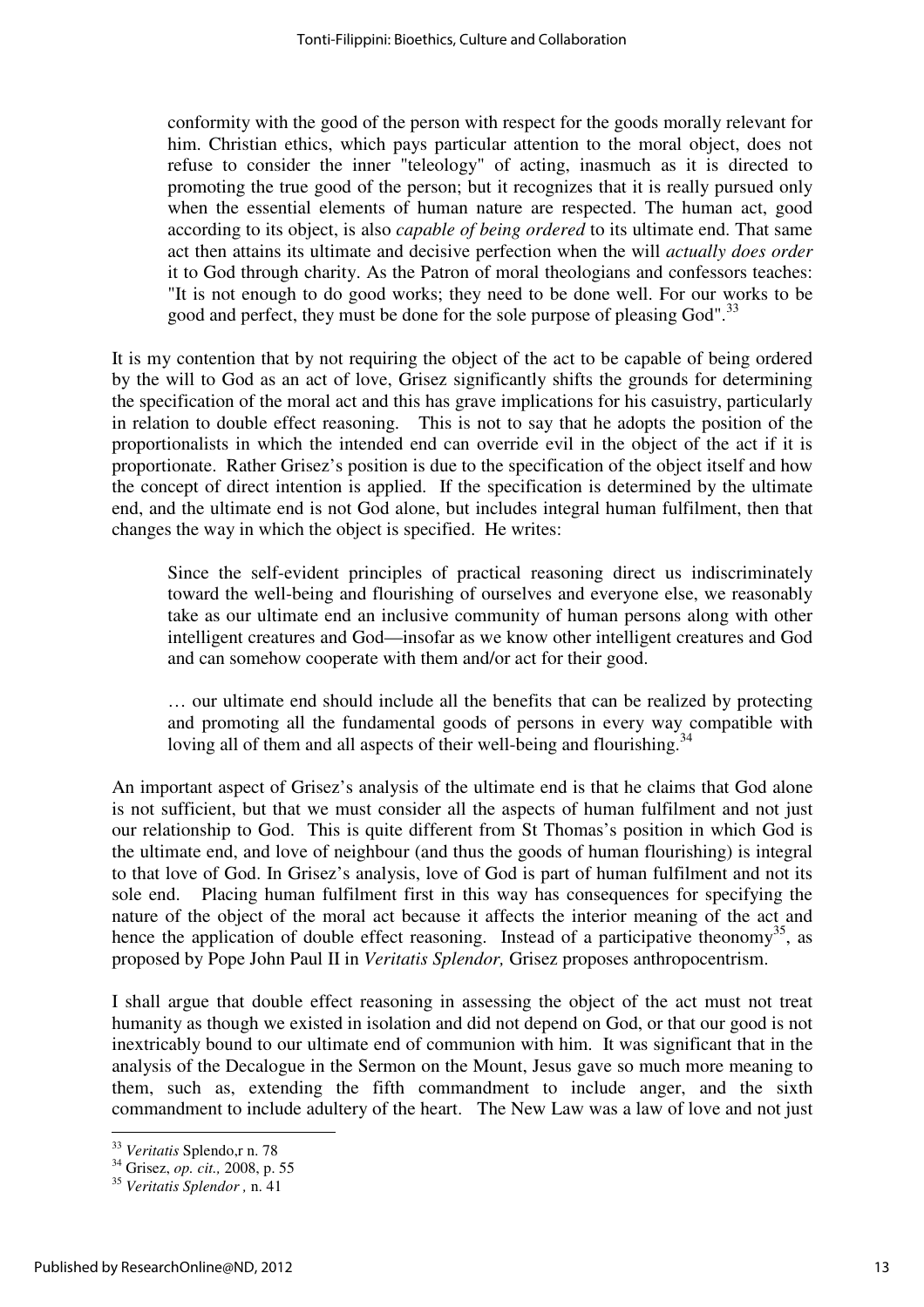> conformity with the good of the person with respect for the goods morally relevant for him. Christian ethics, which pays particular attention to the moral object, does not refuse to consider the inner "teleology" of acting, inasmuch as it is directed to promoting the true good of the person; but it recognizes that it is really pursued only when the essential elements of human nature are respected. The human act, good according to its object, is also *capable of being ordered* to its ultimate end. That same act then attains its ultimate and decisive perfection when the will *actually does order* it to God through charity. As the Patron of moral theologians and confessors teaches: "It is not enough to do good works; they need to be done well. For our works to be good and perfect, they must be done for the sole purpose of pleasing God".[33]

It is my contention that by not requiring the object of the act to be capable of being ordered by the will to God as an act of love, Grisez significantly shifts the grounds for determining the specification of the moral act and this has grave implications for his casuistry, particularly in relation to double effect reasoning. This is not to say that he adopts the position of the proportionalists in which the intended end can override evil in the object of the act if it is proportionate. Rather Grisez's position is due to the specification of the object itself and how the concept of direct intention is applied. If the specification is determined by the ultimate end, and the ultimate end is not God alone, but includes integral human fulfilment, then that changes the way in which the object is specified. He writes:

> Since the self-evident principles of practical reasoning direct us indiscriminately toward the well-being and flourishing of ourselves and everyone else, we reasonably take as our ultimate end an inclusive community of human persons along with other intelligent creatures and God—insofar as we know other intelligent creatures and God and can somehow cooperate with them and/or act for their good.
>
> … our ultimate end should include all the benefits that can be realized by protecting and promoting all the fundamental goods of persons in every way compatible with loving all of them and all aspects of their well-being and flourishing.[34]

An important aspect of Grisez's analysis of the ultimate end is that he claims that God alone is not sufficient, but that we must consider all the aspects of human fulfilment and not just our relationship to God. This is quite different from St Thomas's position in which God is the ultimate end, and love of neighbour (and thus the goods of human flourishing) is integral to that love of God. In Grisez's analysis, love of God is part of human fulfilment and not its sole end. Placing human fulfilment first in this way has consequences for specifying the nature of the object of the moral act because it affects the interior meaning of the act and hence the application of double effect reasoning. Instead of a participative theonomy[35], as proposed by Pope John Paul II in *Veritatis Splendor,* Grisez proposes anthropocentrism.

I shall argue that double effect reasoning in assessing the object of the act must not treat humanity as though we existed in isolation and did not depend on God, or that our good is not inextricably bound to our ultimate end of communion with him. It was significant that in the analysis of the Decalogue in the Sermon on the Mount, Jesus gave so much more meaning to them, such as, extending the fifth commandment to include anger, and the sixth commandment to include adultery of the heart. The New Law was a law of love and not just

---

[33] *Veritatis* Splendo,r n. 78

[34] Grisez, *op. cit.,* 2008, p. 55

[35] *Veritatis Splendor ,* n. 41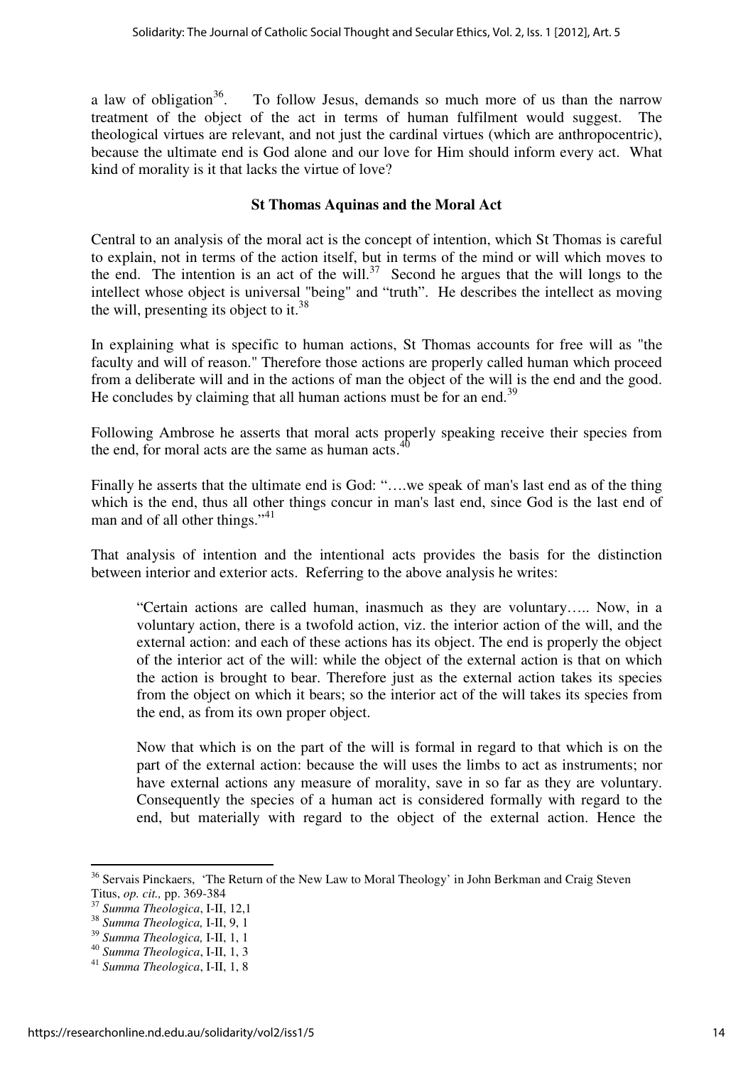a law of obligation[36]. To follow Jesus, demands so much more of us than the narrow treatment of the object of the act in terms of human fulfilment would suggest. The theological virtues are relevant, and not just the cardinal virtues (which are anthropocentric), because the ultimate end is God alone and our love for Him should inform every act. What kind of morality is it that lacks the virtue of love?

### St Thomas Aquinas and the Moral Act

Central to an analysis of the moral act is the concept of intention, which St Thomas is careful to explain, not in terms of the action itself, but in terms of the mind or will which moves to the end. The intention is an act of the will.[37] Second he argues that the will longs to the intellect whose object is universal "being" and "truth". He describes the intellect as moving the will, presenting its object to it.[38]

In explaining what is specific to human actions, St Thomas accounts for free will as "the faculty and will of reason." Therefore those actions are properly called human which proceed from a deliberate will and in the actions of man the object of the will is the end and the good. He concludes by claiming that all human actions must be for an end.[39]

Following Ambrose he asserts that moral acts properly speaking receive their species from the end, for moral acts are the same as human acts.[40]

Finally he asserts that the ultimate end is God: "….we speak of man's last end as of the thing which is the end, thus all other things concur in man's last end, since God is the last end of man and of all other things."[41]

That analysis of intention and the intentional acts provides the basis for the distinction between interior and exterior acts. Referring to the above analysis he writes:

> "Certain actions are called human, inasmuch as they are voluntary….. Now, in a voluntary action, there is a twofold action, viz. the interior action of the will, and the external action: and each of these actions has its object. The end is properly the object of the interior act of the will: while the object of the external action is that on which the action is brought to bear. Therefore just as the external action takes its species from the object on which it bears; so the interior act of the will takes its species from the end, as from its own proper object.
>
> Now that which is on the part of the will is formal in regard to that which is on the part of the external action: because the will uses the limbs to act as instruments; nor have external actions any measure of morality, save in so far as they are voluntary. Consequently the species of a human act is considered formally with regard to the end, but materially with regard to the object of the external action. Hence the

---

[36] Servais Pinckaers, 'The Return of the New Law to Moral Theology' in John Berkman and Craig Steven Titus, *op. cit.,* pp. 369-384

[37] *Summa Theologica*, I-II, 12,1

[38] *Summa Theologica,* I-II, 9, 1

[39] *Summa Theologica,* I-II, 1, 1

[40] *Summa Theologica*, I-II, 1, 3

[41] *Summa Theologica*, I-II, 1, 8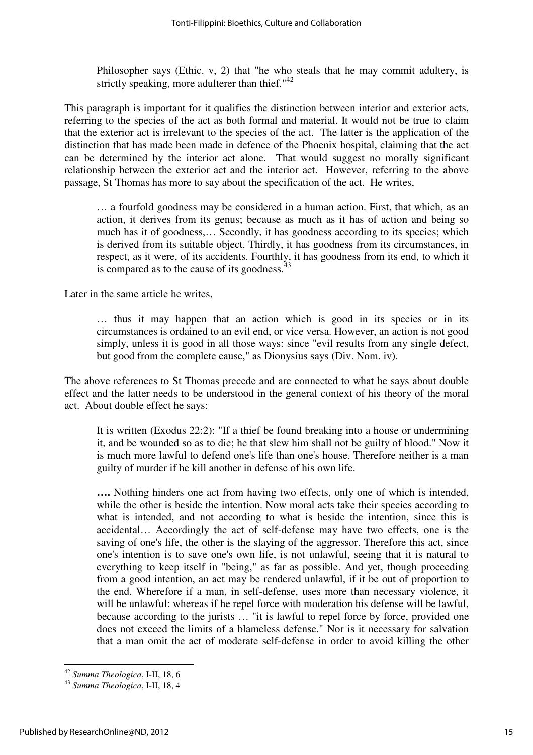> Philosopher says (Ethic. v, 2) that "he who steals that he may commit adultery, is strictly speaking, more adulterer than thief."[42]

This paragraph is important for it qualifies the distinction between interior and exterior acts, referring to the species of the act as both formal and material. It would not be true to claim that the exterior act is irrelevant to the species of the act. The latter is the application of the distinction that has made been made in defence of the Phoenix hospital, claiming that the act can be determined by the interior act alone. That would suggest no morally significant relationship between the exterior act and the interior act. However, referring to the above passage, St Thomas has more to say about the specification of the act. He writes,

> … a fourfold goodness may be considered in a human action. First, that which, as an action, it derives from its genus; because as much as it has of action and being so much has it of goodness,… Secondly, it has goodness according to its species; which is derived from its suitable object. Thirdly, it has goodness from its circumstances, in respect, as it were, of its accidents. Fourthly, it has goodness from its end, to which it is compared as to the cause of its goodness.[43]

Later in the same article he writes,

> … thus it may happen that an action which is good in its species or in its circumstances is ordained to an evil end, or vice versa. However, an action is not good simply, unless it is good in all those ways: since "evil results from any single defect, but good from the complete cause," as Dionysius says (Div. Nom. iv).

The above references to St Thomas precede and are connected to what he says about double effect and the latter needs to be understood in the general context of his theory of the moral act. About double effect he says:

> It is written (Exodus 22:2): "If a thief be found breaking into a house or undermining it, and be wounded so as to die; he that slew him shall not be guilty of blood." Now it is much more lawful to defend one's life than one's house. Therefore neither is a man guilty of murder if he kill another in defense of his own life.
>
> **….** Nothing hinders one act from having two effects, only one of which is intended, while the other is beside the intention. Now moral acts take their species according to what is intended, and not according to what is beside the intention, since this is accidental… Accordingly the act of self-defense may have two effects, one is the saving of one's life, the other is the slaying of the aggressor. Therefore this act, since one's intention is to save one's own life, is not unlawful, seeing that it is natural to everything to keep itself in "being," as far as possible. And yet, though proceeding from a good intention, an act may be rendered unlawful, if it be out of proportion to the end. Wherefore if a man, in self-defense, uses more than necessary violence, it will be unlawful: whereas if he repel force with moderation his defense will be lawful, because according to the jurists … "it is lawful to repel force by force, provided one does not exceed the limits of a blameless defense." Nor is it necessary for salvation that a man omit the act of moderate self-defense in order to avoid killing the other

---

[42] *Summa Theologica*, I-II, 18, 6

[43] *Summa Theologica*, I-II, 18, 4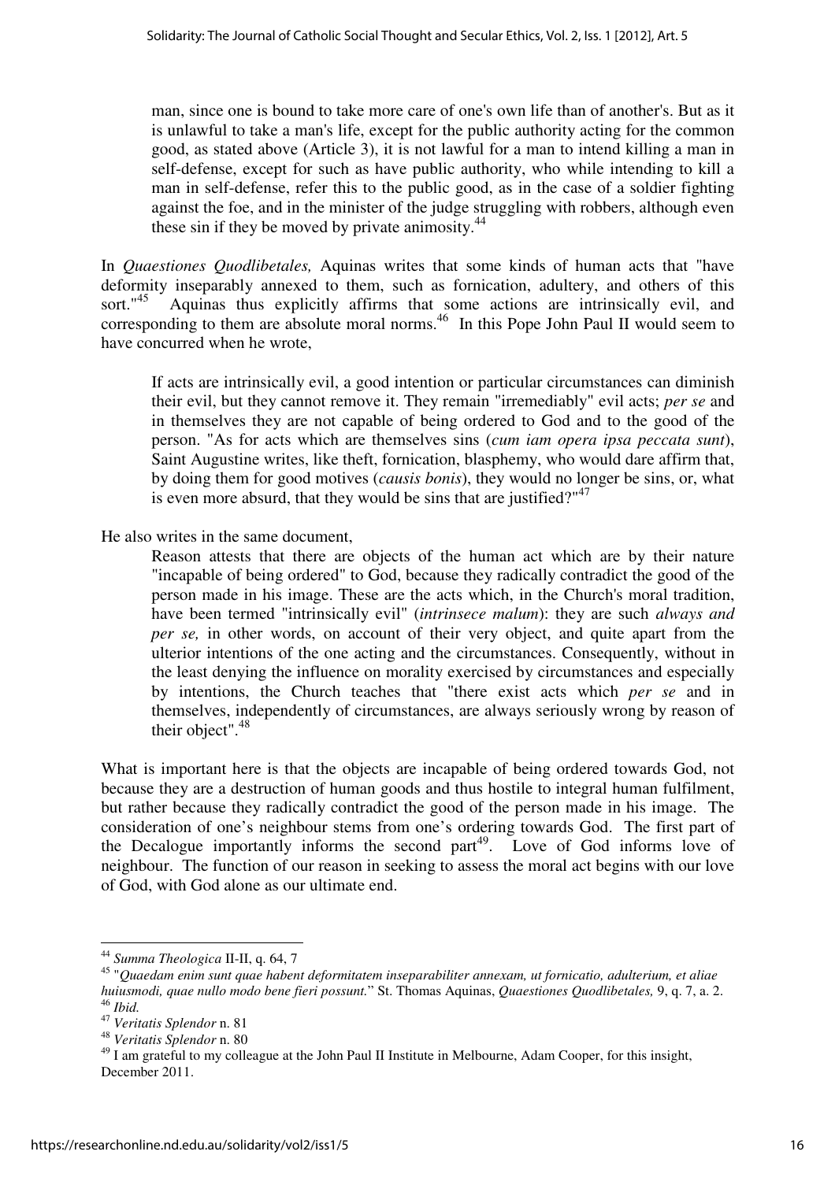> man, since one is bound to take more care of one's own life than of another's. But as it is unlawful to take a man's life, except for the public authority acting for the common good, as stated above (Article 3), it is not lawful for a man to intend killing a man in self-defense, except for such as have public authority, who while intending to kill a man in self-defense, refer this to the public good, as in the case of a soldier fighting against the foe, and in the minister of the judge struggling with robbers, although even these sin if they be moved by private animosity.[44]

In *Quaestiones Quodlibetales,* Aquinas writes that some kinds of human acts that "have deformity inseparably annexed to them, such as fornication, adultery, and others of this sort."[45] Aquinas thus explicitly affirms that some actions are intrinsically evil, and corresponding to them are absolute moral norms.[46] In this Pope John Paul II would seem to have concurred when he wrote,

> If acts are intrinsically evil, a good intention or particular circumstances can diminish their evil, but they cannot remove it. They remain "irremediably" evil acts; *per se* and in themselves they are not capable of being ordered to God and to the good of the person. "As for acts which are themselves sins (*cum iam opera ipsa peccata sunt*), Saint Augustine writes, like theft, fornication, blasphemy, who would dare affirm that, by doing them for good motives (*causis bonis*), they would no longer be sins, or, what is even more absurd, that they would be sins that are justified?"[47]

He also writes in the same document,

> Reason attests that there are objects of the human act which are by their nature "incapable of being ordered" to God, because they radically contradict the good of the person made in his image. These are the acts which, in the Church's moral tradition, have been termed "intrinsically evil" (*intrinsece malum*): they are such *always and per se,* in other words, on account of their very object, and quite apart from the ulterior intentions of the one acting and the circumstances. Consequently, without in the least denying the influence on morality exercised by circumstances and especially by intentions, the Church teaches that "there exist acts which *per se* and in themselves, independently of circumstances, are always seriously wrong by reason of their object".[48]

What is important here is that the objects are incapable of being ordered towards God, not because they are a destruction of human goods and thus hostile to integral human fulfilment, but rather because they radically contradict the good of the person made in his image. The consideration of one's neighbour stems from one's ordering towards God. The first part of the Decalogue importantly informs the second part[49]. Love of God informs love of neighbour. The function of our reason in seeking to assess the moral act begins with our love of God, with God alone as our ultimate end.

---

[44] *Summa Theologica* II-II, q. 64, 7

[45] "*Quaedam enim sunt quae habent deformitatem inseparabiliter annexam, ut fornicatio, adulterium, et aliae huiusmodi, quae nullo modo bene fieri possunt.*" St. Thomas Aquinas, *Quaestiones Quodlibetales,* 9, q. 7, a. 2.

[46] *Ibid.*

[47] *Veritatis Splendor* n. 81

[48] *Veritatis Splendor* n. 80

[49] I am grateful to my colleague at the John Paul II Institute in Melbourne, Adam Cooper, for this insight, December 2011.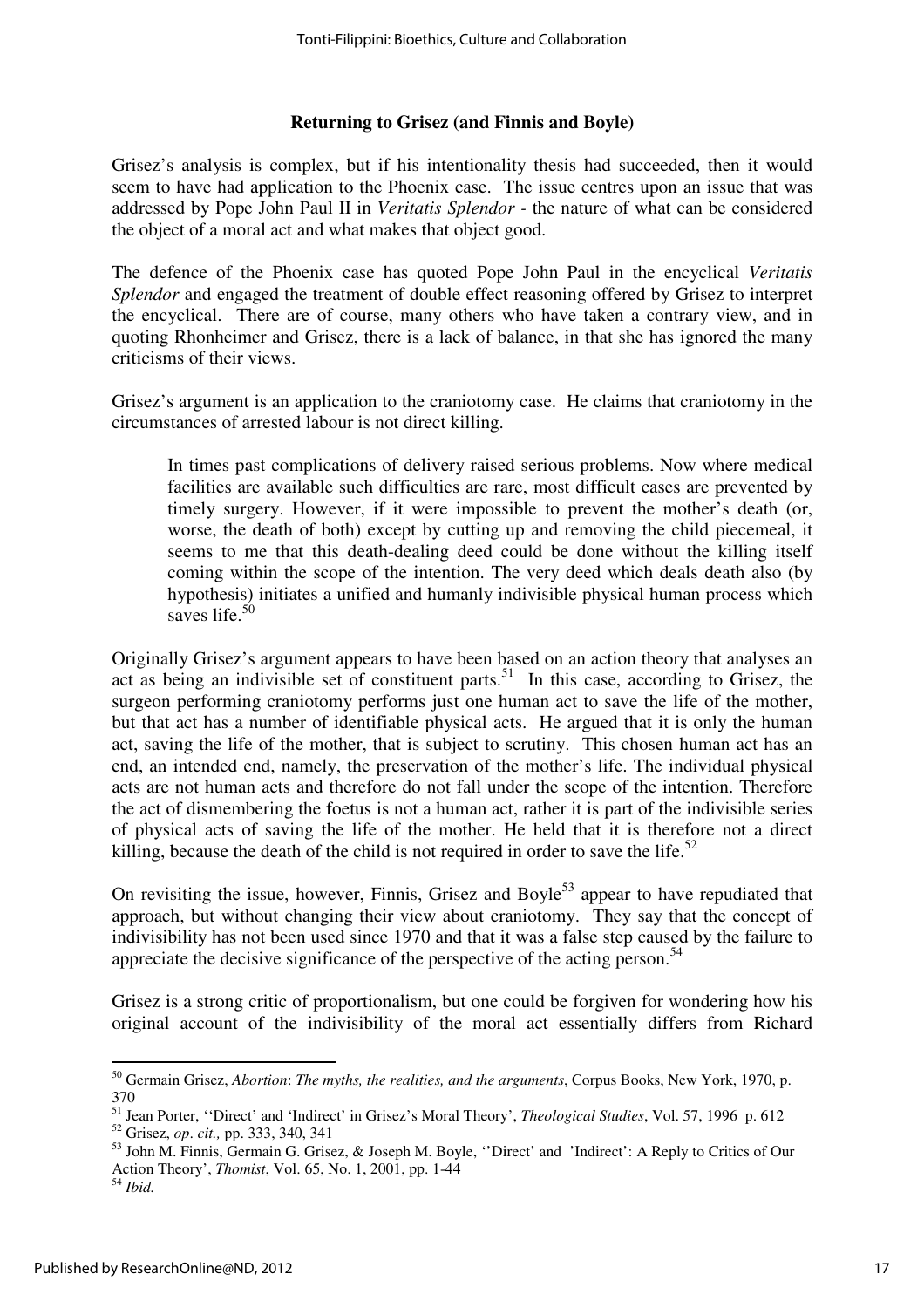### Returning to Grisez (and Finnis and Boyle)

Grisez's analysis is complex, but if his intentionality thesis had succeeded, then it would seem to have had application to the Phoenix case. The issue centres upon an issue that was addressed by Pope John Paul II in *Veritatis Splendor* - the nature of what can be considered the object of a moral act and what makes that object good.

The defence of the Phoenix case has quoted Pope John Paul in the encyclical *Veritatis Splendor* and engaged the treatment of double effect reasoning offered by Grisez to interpret the encyclical. There are of course, many others who have taken a contrary view, and in quoting Rhonheimer and Grisez, there is a lack of balance, in that she has ignored the many criticisms of their views.

Grisez's argument is an application to the craniotomy case. He claims that craniotomy in the circumstances of arrested labour is not direct killing.

> In times past complications of delivery raised serious problems. Now where medical facilities are available such difficulties are rare, most difficult cases are prevented by timely surgery. However, if it were impossible to prevent the mother's death (or, worse, the death of both) except by cutting up and removing the child piecemeal, it seems to me that this death-dealing deed could be done without the killing itself coming within the scope of the intention. The very deed which deals death also (by hypothesis) initiates a unified and humanly indivisible physical human process which saves life.[50]

Originally Grisez's argument appears to have been based on an action theory that analyses an act as being an indivisible set of constituent parts.[51] In this case, according to Grisez, the surgeon performing craniotomy performs just one human act to save the life of the mother, but that act has a number of identifiable physical acts. He argued that it is only the human act, saving the life of the mother, that is subject to scrutiny. This chosen human act has an end, an intended end, namely, the preservation of the mother's life. The individual physical acts are not human acts and therefore do not fall under the scope of the intention. Therefore the act of dismembering the foetus is not a human act, rather it is part of the indivisible series of physical acts of saving the life of the mother. He held that it is therefore not a direct killing, because the death of the child is not required in order to save the life.[52]

On revisiting the issue, however, Finnis, Grisez and Boyle[53] appear to have repudiated that approach, but without changing their view about craniotomy. They say that the concept of indivisibility has not been used since 1970 and that it was a false step caused by the failure to appreciate the decisive significance of the perspective of the acting person.[54]

Grisez is a strong critic of proportionalism, but one could be forgiven for wondering how his original account of the indivisibility of the moral act essentially differs from Richard

---

[50] Germain Grisez, *Abortion*: *The myths, the realities, and the arguments*, Corpus Books, New York, 1970, p. 370

[51] Jean Porter, ''Direct' and 'Indirect' in Grisez's Moral Theory', *Theological Studies*, Vol. 57, 1996 p. 612

[52] Grisez, *op. cit.,* pp. 333, 340, 341

[53] John M. Finnis, Germain G. Grisez, & Joseph M. Boyle, ''Direct' and 'Indirect': A Reply to Critics of Our Action Theory', *Thomist*, Vol. 65, No. 1, 2001, pp. 1-44

[54] *Ibid.*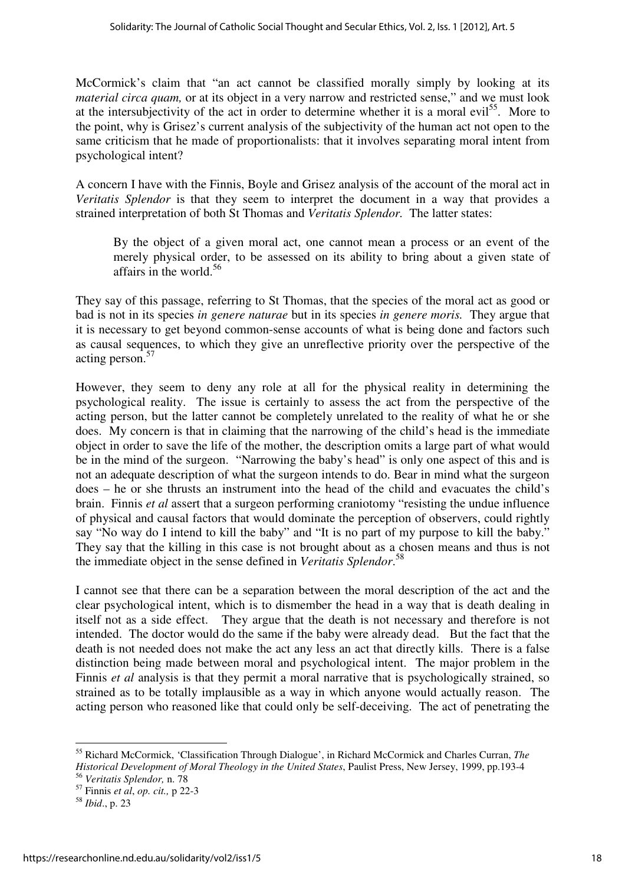McCormick's claim that "an act cannot be classified morally simply by looking at its *material circa quam,* or at its object in a very narrow and restricted sense," and we must look at the intersubjectivity of the act in order to determine whether it is a moral evil[55]. More to the point, why is Grisez's current analysis of the subjectivity of the human act not open to the same criticism that he made of proportionalists: that it involves separating moral intent from psychological intent?

A concern I have with the Finnis, Boyle and Grisez analysis of the account of the moral act in *Veritatis Splendor* is that they seem to interpret the document in a way that provides a strained interpretation of both St Thomas and *Veritatis Splendor.* The latter states:

> By the object of a given moral act, one cannot mean a process or an event of the merely physical order, to be assessed on its ability to bring about a given state of affairs in the world.[56]

They say of this passage, referring to St Thomas, that the species of the moral act as good or bad is not in its species *in genere naturae* but in its species *in genere moris.* They argue that it is necessary to get beyond common-sense accounts of what is being done and factors such as causal sequences, to which they give an unreflective priority over the perspective of the acting person.[57]

However, they seem to deny any role at all for the physical reality in determining the psychological reality. The issue is certainly to assess the act from the perspective of the acting person, but the latter cannot be completely unrelated to the reality of what he or she does. My concern is that in claiming that the narrowing of the child's head is the immediate object in order to save the life of the mother, the description omits a large part of what would be in the mind of the surgeon. "Narrowing the baby's head" is only one aspect of this and is not an adequate description of what the surgeon intends to do. Bear in mind what the surgeon does – he or she thrusts an instrument into the head of the child and evacuates the child's brain. Finnis *et al* assert that a surgeon performing craniotomy "resisting the undue influence of physical and causal factors that would dominate the perception of observers, could rightly say "No way do I intend to kill the baby" and "It is no part of my purpose to kill the baby." They say that the killing in this case is not brought about as a chosen means and thus is not the immediate object in the sense defined in *Veritatis Splendor*.[58]

I cannot see that there can be a separation between the moral description of the act and the clear psychological intent, which is to dismember the head in a way that is death dealing in itself not as a side effect. They argue that the death is not necessary and therefore is not intended. The doctor would do the same if the baby were already dead. But the fact that the death is not needed does not make the act any less an act that directly kills. There is a false distinction being made between moral and psychological intent. The major problem in the Finnis *et al* analysis is that they permit a moral narrative that is psychologically strained, so strained as to be totally implausible as a way in which anyone would actually reason. The acting person who reasoned like that could only be self-deceiving. The act of penetrating the

---

[55] Richard McCormick, 'Classification Through Dialogue', in Richard McCormick and Charles Curran, *The Historical Development of Moral Theology in the United States*, Paulist Press, New Jersey, 1999, pp.193-4

[56] *Veritatis Splendor,* n. 78

[57] Finnis *et al*, *op. cit.,* p 22-3

[58] *Ibid*., p. 23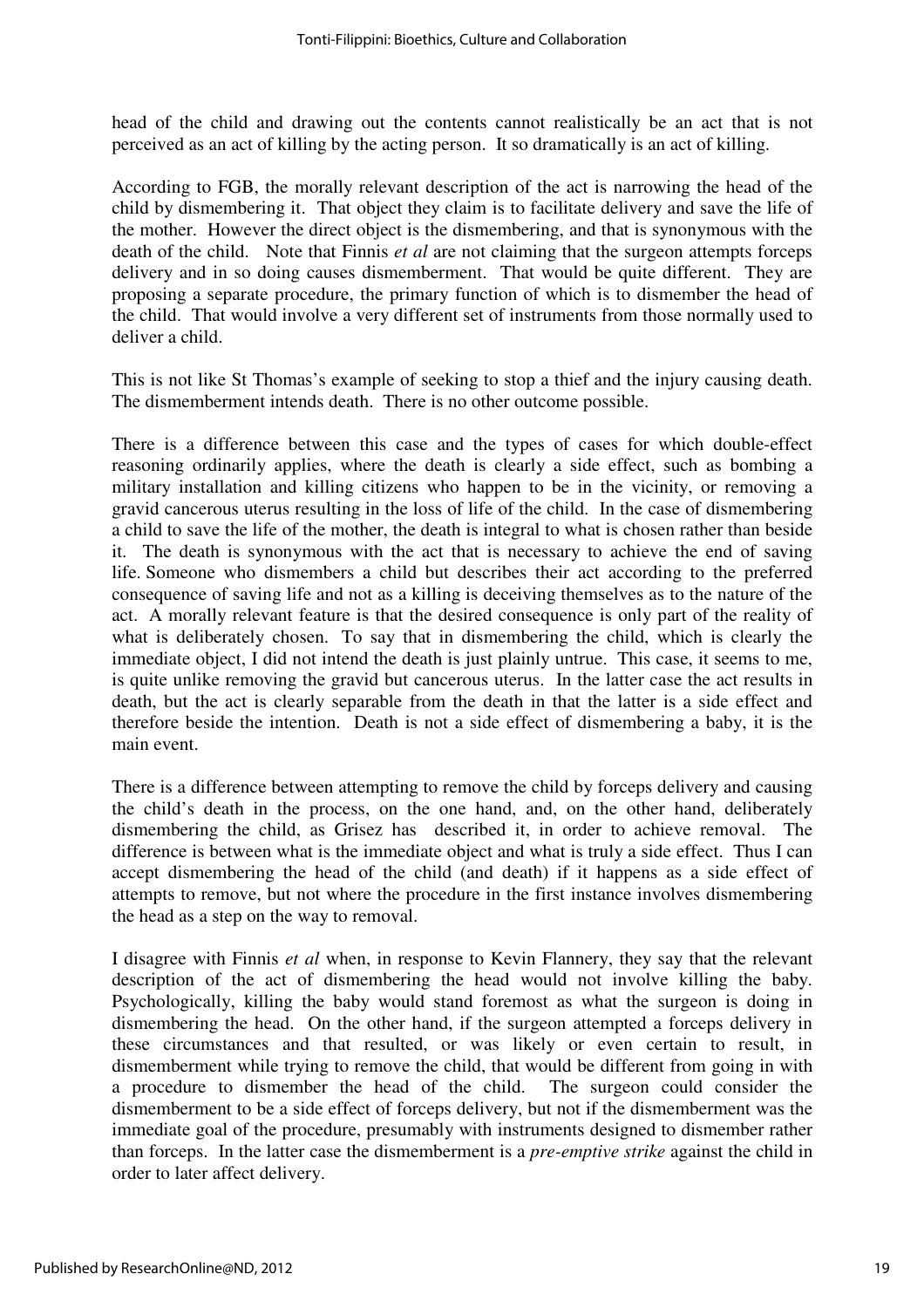head of the child and drawing out the contents cannot realistically be an act that is not perceived as an act of killing by the acting person. It so dramatically is an act of killing.

According to FGB, the morally relevant description of the act is narrowing the head of the child by dismembering it. That object they claim is to facilitate delivery and save the life of the mother. However the direct object is the dismembering, and that is synonymous with the death of the child. Note that Finnis *et al* are not claiming that the surgeon attempts forceps delivery and in so doing causes dismemberment. That would be quite different. They are proposing a separate procedure, the primary function of which is to dismember the head of the child. That would involve a very different set of instruments from those normally used to deliver a child.

This is not like St Thomas's example of seeking to stop a thief and the injury causing death. The dismemberment intends death. There is no other outcome possible.

There is a difference between this case and the types of cases for which double-effect reasoning ordinarily applies, where the death is clearly a side effect, such as bombing a military installation and killing citizens who happen to be in the vicinity, or removing a gravid cancerous uterus resulting in the loss of life of the child. In the case of dismembering a child to save the life of the mother, the death is integral to what is chosen rather than beside it. The death is synonymous with the act that is necessary to achieve the end of saving life. Someone who dismembers a child but describes their act according to the preferred consequence of saving life and not as a killing is deceiving themselves as to the nature of the act. A morally relevant feature is that the desired consequence is only part of the reality of what is deliberately chosen. To say that in dismembering the child, which is clearly the immediate object, I did not intend the death is just plainly untrue. This case, it seems to me, is quite unlike removing the gravid but cancerous uterus. In the latter case the act results in death, but the act is clearly separable from the death in that the latter is a side effect and therefore beside the intention. Death is not a side effect of dismembering a baby, it is the main event.

There is a difference between attempting to remove the child by forceps delivery and causing the child's death in the process, on the one hand, and, on the other hand, deliberately dismembering the child, as Grisez has described it, in order to achieve removal. The difference is between what is the immediate object and what is truly a side effect. Thus I can accept dismembering the head of the child (and death) if it happens as a side effect of attempts to remove, but not where the procedure in the first instance involves dismembering the head as a step on the way to removal.

I disagree with Finnis *et al* when, in response to Kevin Flannery, they say that the relevant description of the act of dismembering the head would not involve killing the baby. Psychologically, killing the baby would stand foremost as what the surgeon is doing in dismembering the head. On the other hand, if the surgeon attempted a forceps delivery in these circumstances and that resulted, or was likely or even certain to result, in dismemberment while trying to remove the child, that would be different from going in with a procedure to dismember the head of the child. The surgeon could consider the dismemberment to be a side effect of forceps delivery, but not if the dismemberment was the immediate goal of the procedure, presumably with instruments designed to dismember rather than forceps. In the latter case the dismemberment is a *pre-emptive strike* against the child in order to later affect delivery.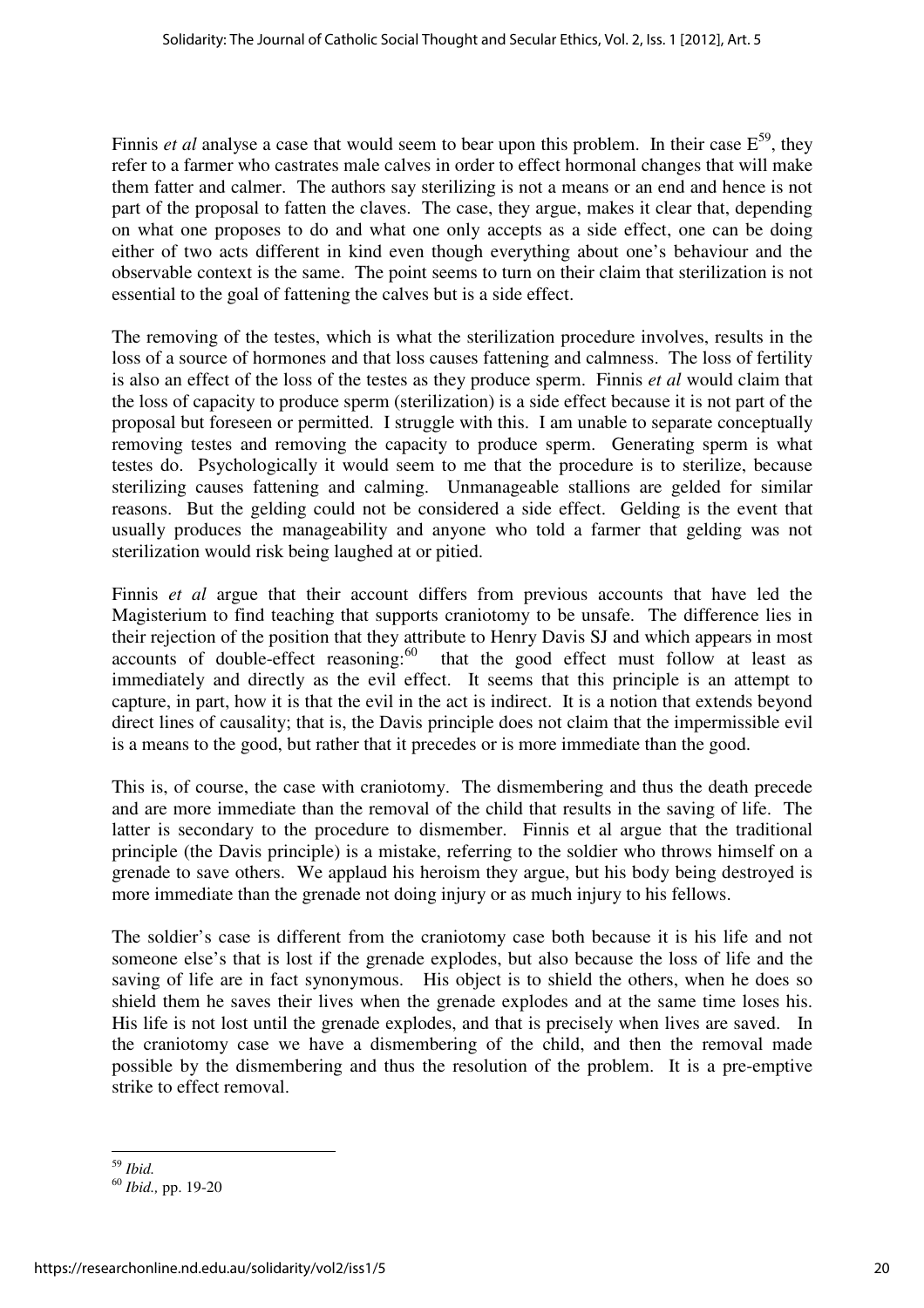Finnis *et al* analyse a case that would seem to bear upon this problem. In their case E[59], they refer to a farmer who castrates male calves in order to effect hormonal changes that will make them fatter and calmer. The authors say sterilizing is not a means or an end and hence is not part of the proposal to fatten the claves. The case, they argue, makes it clear that, depending on what one proposes to do and what one only accepts as a side effect, one can be doing either of two acts different in kind even though everything about one's behaviour and the observable context is the same. The point seems to turn on their claim that sterilization is not essential to the goal of fattening the calves but is a side effect.

The removing of the testes, which is what the sterilization procedure involves, results in the loss of a source of hormones and that loss causes fattening and calmness. The loss of fertility is also an effect of the loss of the testes as they produce sperm. Finnis *et al* would claim that the loss of capacity to produce sperm (sterilization) is a side effect because it is not part of the proposal but foreseen or permitted. I struggle with this. I am unable to separate conceptually removing testes and removing the capacity to produce sperm. Generating sperm is what testes do. Psychologically it would seem to me that the procedure is to sterilize, because sterilizing causes fattening and calming. Unmanageable stallions are gelded for similar reasons. But the gelding could not be considered a side effect. Gelding is the event that usually produces the manageability and anyone who told a farmer that gelding was not sterilization would risk being laughed at or pitied.

Finnis *et al* argue that their account differs from previous accounts that have led the Magisterium to find teaching that supports craniotomy to be unsafe. The difference lies in their rejection of the position that they attribute to Henry Davis SJ and which appears in most accounts of double-effect reasoning:[60] that the good effect must follow at least as immediately and directly as the evil effect. It seems that this principle is an attempt to capture, in part, how it is that the evil in the act is indirect. It is a notion that extends beyond direct lines of causality; that is, the Davis principle does not claim that the impermissible evil is a means to the good, but rather that it precedes or is more immediate than the good.

This is, of course, the case with craniotomy. The dismembering and thus the death precede and are more immediate than the removal of the child that results in the saving of life. The latter is secondary to the procedure to dismember. Finnis et al argue that the traditional principle (the Davis principle) is a mistake, referring to the soldier who throws himself on a grenade to save others. We applaud his heroism they argue, but his body being destroyed is more immediate than the grenade not doing injury or as much injury to his fellows.

The soldier's case is different from the craniotomy case both because it is his life and not someone else's that is lost if the grenade explodes, but also because the loss of life and the saving of life are in fact synonymous. His object is to shield the others, when he does so shield them he saves their lives when the grenade explodes and at the same time loses his. His life is not lost until the grenade explodes, and that is precisely when lives are saved. In the craniotomy case we have a dismembering of the child, and then the removal made possible by the dismembering and thus the resolution of the problem. It is a pre-emptive strike to effect removal.

---

[59] *Ibid.*

[60] *Ibid.,* pp. 19-20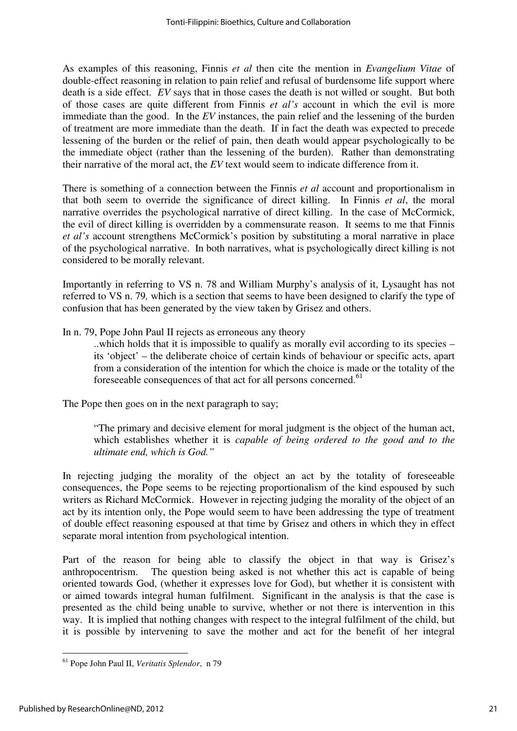As examples of this reasoning, Finnis *et al* then cite the mention in *Evangelium Vitae* of double-effect reasoning in relation to pain relief and refusal of burdensome life support where death is a side effect. *EV* says that in those cases the death is not willed or sought. But both of those cases are quite different from Finnis *et al's* account in which the evil is more immediate than the good. In the *EV* instances, the pain relief and the lessening of the burden of treatment are more immediate than the death. If in fact the death was expected to precede lessening of the burden or the relief of pain, then death would appear psychologically to be the immediate object (rather than the lessening of the burden). Rather than demonstrating their narrative of the moral act, the *EV* text would seem to indicate difference from it.

There is something of a connection between the Finnis *et al* account and proportionalism in that both seem to override the significance of direct killing. In Finnis *et al*, the moral narrative overrides the psychological narrative of direct killing. In the case of McCormick, the evil of direct killing is overridden by a commensurate reason. It seems to me that Finnis *et al's* account strengthens McCormick's position by substituting a moral narrative in place of the psychological narrative. In both narratives, what is psychologically direct killing is not considered to be morally relevant.

Importantly in referring to VS n. 78 and William Murphy's analysis of it, Lysaught has not referred to VS n. 79*,* which is a section that seems to have been designed to clarify the type of confusion that has been generated by the view taken by Grisez and others.

In n. 79, Pope John Paul II rejects as erroneous any theory

> ..which holds that it is impossible to qualify as morally evil according to its species – its 'object' – the deliberate choice of certain kinds of behaviour or specific acts, apart from a consideration of the intention for which the choice is made or the totality of the foreseeable consequences of that act for all persons concerned.[61]

The Pope then goes on in the next paragraph to say;

> "The primary and decisive element for moral judgment is the object of the human act, which establishes whether it is *capable of being ordered to the good and to the ultimate end, which is God."*

In rejecting judging the morality of the object an act by the totality of foreseeable consequences, the Pope seems to be rejecting proportionalism of the kind espoused by such writers as Richard McCormick. However in rejecting judging the morality of the object of an act by its intention only, the Pope would seem to have been addressing the type of treatment of double effect reasoning espoused at that time by Grisez and others in which they in effect separate moral intention from psychological intention.

Part of the reason for being able to classify the object in that way is Grisez's anthropocentrism. The question being asked is not whether this act is capable of being oriented towards God, (whether it expresses love for God), but whether it is consistent with or aimed towards integral human fulfilment. Significant in the analysis is that the case is presented as the child being unable to survive, whether or not there is intervention in this way. It is implied that nothing changes with respect to the integral fulfilment of the child, but it is possible by intervening to save the mother and act for the benefit of her integral

---

[61] Pope John Paul II, *Veritatis Splendor*, n 79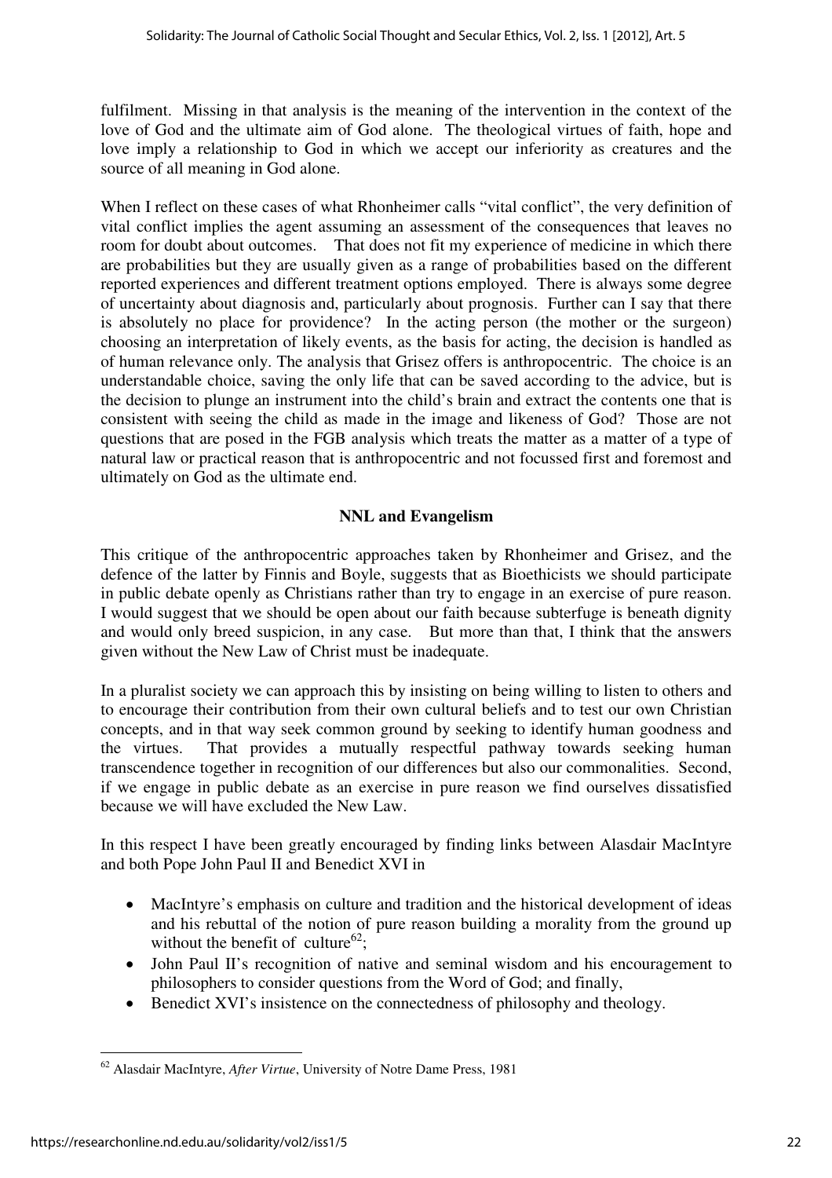fulfilment. Missing in that analysis is the meaning of the intervention in the context of the love of God and the ultimate aim of God alone. The theological virtues of faith, hope and love imply a relationship to God in which we accept our inferiority as creatures and the source of all meaning in God alone.

When I reflect on these cases of what Rhonheimer calls "vital conflict", the very definition of vital conflict implies the agent assuming an assessment of the consequences that leaves no room for doubt about outcomes. That does not fit my experience of medicine in which there are probabilities but they are usually given as a range of probabilities based on the different reported experiences and different treatment options employed. There is always some degree of uncertainty about diagnosis and, particularly about prognosis. Further can I say that there is absolutely no place for providence? In the acting person (the mother or the surgeon) choosing an interpretation of likely events, as the basis for acting, the decision is handled as of human relevance only. The analysis that Grisez offers is anthropocentric. The choice is an understandable choice, saving the only life that can be saved according to the advice, but is the decision to plunge an instrument into the child's brain and extract the contents one that is consistent with seeing the child as made in the image and likeness of God? Those are not questions that are posed in the FGB analysis which treats the matter as a matter of a type of natural law or practical reason that is anthropocentric and not focussed first and foremost and ultimately on God as the ultimate end.

## NNL and Evangelism

This critique of the anthropocentric approaches taken by Rhonheimer and Grisez, and the defence of the latter by Finnis and Boyle, suggests that as Bioethicists we should participate in public debate openly as Christians rather than try to engage in an exercise of pure reason. I would suggest that we should be open about our faith because subterfuge is beneath dignity and would only breed suspicion, in any case. But more than that, I think that the answers given without the New Law of Christ must be inadequate.

In a pluralist society we can approach this by insisting on being willing to listen to others and to encourage their contribution from their own cultural beliefs and to test our own Christian concepts, and in that way seek common ground by seeking to identify human goodness and the virtues. That provides a mutually respectful pathway towards seeking human transcendence together in recognition of our differences but also our commonalities. Second, if we engage in public debate as an exercise in pure reason we find ourselves dissatisfied because we will have excluded the New Law.

In this respect I have been greatly encouraged by finding links between Alasdair MacIntyre and both Pope John Paul II and Benedict XVI in

- MacIntyre's emphasis on culture and tradition and the historical development of ideas and his rebuttal of the notion of pure reason building a morality from the ground up without the benefit of culture[62];
- John Paul II's recognition of native and seminal wisdom and his encouragement to philosophers to consider questions from the Word of God; and finally,
- Benedict XVI's insistence on the connectedness of philosophy and theology.

[62] Alasdair MacIntyre, *After Virtue*, University of Notre Dame Press, 1981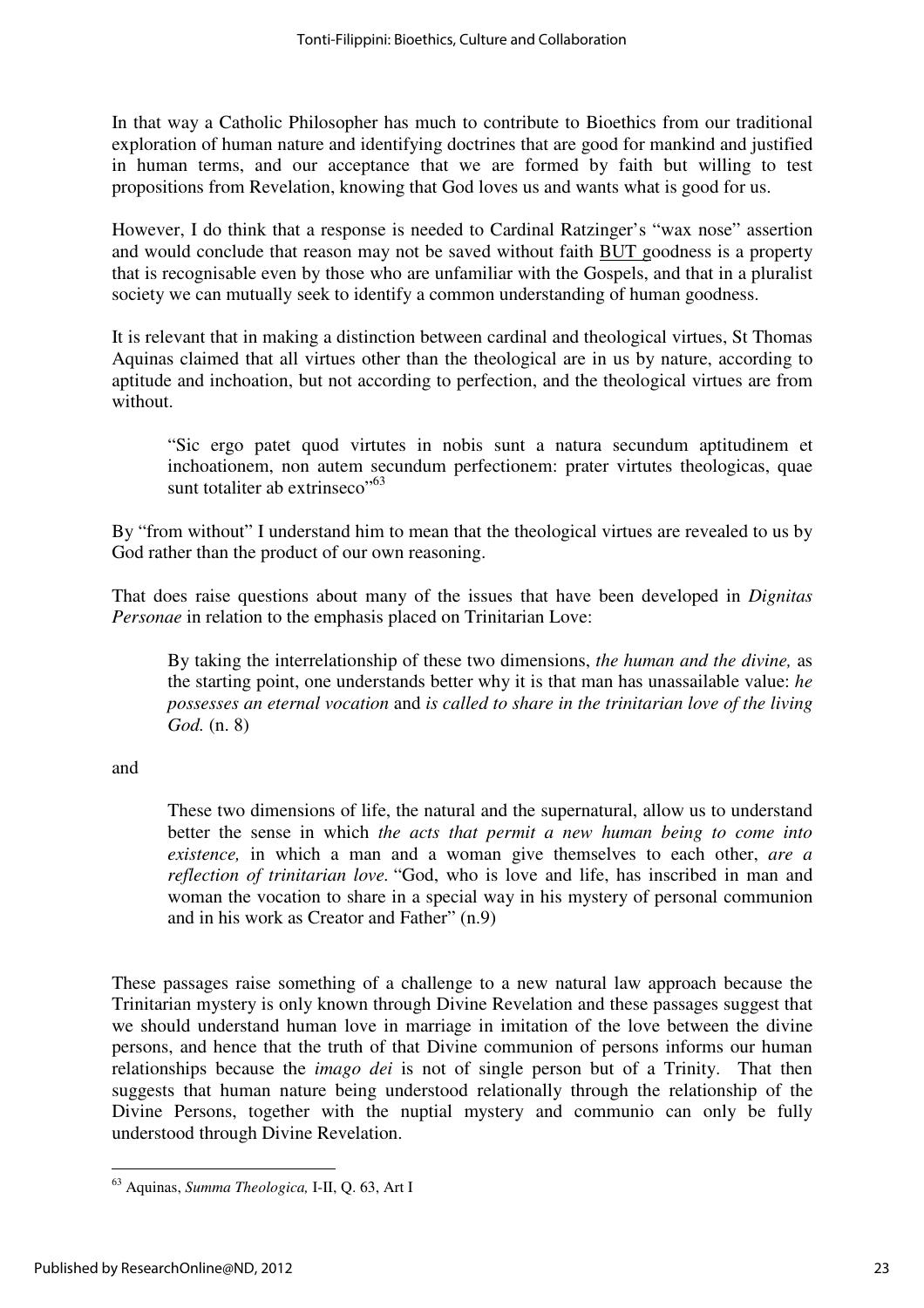In that way a Catholic Philosopher has much to contribute to Bioethics from our traditional exploration of human nature and identifying doctrines that are good for mankind and justified in human terms, and our acceptance that we are formed by faith but willing to test propositions from Revelation, knowing that God loves us and wants what is good for us.

However, I do think that a response is needed to Cardinal Ratzinger's "wax nose" assertion and would conclude that reason may not be saved without faith <u>BUT g</u>oodness is a property that is recognisable even by those who are unfamiliar with the Gospels, and that in a pluralist society we can mutually seek to identify a common understanding of human goodness.

It is relevant that in making a distinction between cardinal and theological virtues, St Thomas Aquinas claimed that all virtues other than the theological are in us by nature, according to aptitude and inchoation, but not according to perfection, and the theological virtues are from without.

> "Sic ergo patet quod virtutes in nobis sunt a natura secundum aptitudinem et inchoationem, non autem secundum perfectionem: prater virtutes theologicas, quae sunt totaliter ab extrinseco"[63]

By "from without" I understand him to mean that the theological virtues are revealed to us by God rather than the product of our own reasoning.

That does raise questions about many of the issues that have been developed in *Dignitas Personae* in relation to the emphasis placed on Trinitarian Love:

> By taking the interrelationship of these two dimensions, *the human and the divine,* as the starting point, one understands better why it is that man has unassailable value: *he possesses an eternal vocation* and *is called to share in the trinitarian love of the living God.* (n. 8)

and

> These two dimensions of life, the natural and the supernatural, allow us to understand better the sense in which *the acts that permit a new human being to come into existence,* in which a man and a woman give themselves to each other, *are a reflection of trinitarian love*. "God, who is love and life, has inscribed in man and woman the vocation to share in a special way in his mystery of personal communion and in his work as Creator and Father" (n.9)

These passages raise something of a challenge to a new natural law approach because the Trinitarian mystery is only known through Divine Revelation and these passages suggest that we should understand human love in marriage in imitation of the love between the divine persons, and hence that the truth of that Divine communion of persons informs our human relationships because the *imago dei* is not of single person but of a Trinity. That then suggests that human nature being understood relationally through the relationship of the Divine Persons, together with the nuptial mystery and communio can only be fully understood through Divine Revelation.

---

[63] Aquinas, *Summa Theologica,* I-II, Q. 63, Art I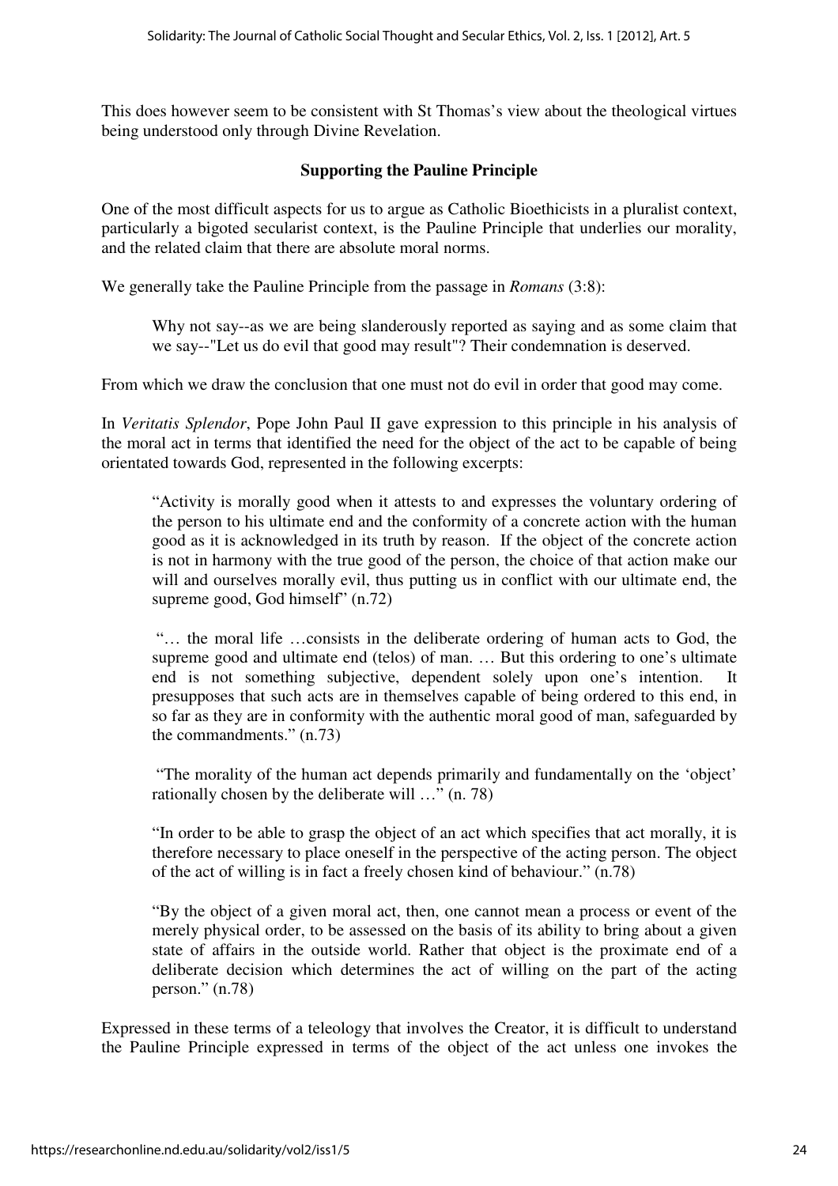This does however seem to be consistent with St Thomas's view about the theological virtues being understood only through Divine Revelation.

## Supporting the Pauline Principle

One of the most difficult aspects for us to argue as Catholic Bioethicists in a pluralist context, particularly a bigoted secularist context, is the Pauline Principle that underlies our morality, and the related claim that there are absolute moral norms.

We generally take the Pauline Principle from the passage in *Romans* (3:8):

> Why not say--as we are being slanderously reported as saying and as some claim that we say--"Let us do evil that good may result"? Their condemnation is deserved.

From which we draw the conclusion that one must not do evil in order that good may come.

In *Veritatis Splendor*, Pope John Paul II gave expression to this principle in his analysis of the moral act in terms that identified the need for the object of the act to be capable of being orientated towards God, represented in the following excerpts:

> "Activity is morally good when it attests to and expresses the voluntary ordering of the person to his ultimate end and the conformity of a concrete action with the human good as it is acknowledged in its truth by reason. If the object of the concrete action is not in harmony with the true good of the person, the choice of that action make our will and ourselves morally evil, thus putting us in conflict with our ultimate end, the supreme good, God himself" (n.72)

> "… the moral life …consists in the deliberate ordering of human acts to God, the supreme good and ultimate end (telos) of man. … But this ordering to one's ultimate end is not something subjective, dependent solely upon one's intention. It presupposes that such acts are in themselves capable of being ordered to this end, in so far as they are in conformity with the authentic moral good of man, safeguarded by the commandments." (n.73)

> "The morality of the human act depends primarily and fundamentally on the 'object' rationally chosen by the deliberate will …" (n. 78)

> "In order to be able to grasp the object of an act which specifies that act morally, it is therefore necessary to place oneself in the perspective of the acting person. The object of the act of willing is in fact a freely chosen kind of behaviour." (n.78)

> "By the object of a given moral act, then, one cannot mean a process or event of the merely physical order, to be assessed on the basis of its ability to bring about a given state of affairs in the outside world. Rather that object is the proximate end of a deliberate decision which determines the act of willing on the part of the acting person." (n.78)

Expressed in these terms of a teleology that involves the Creator, it is difficult to understand the Pauline Principle expressed in terms of the object of the act unless one invokes the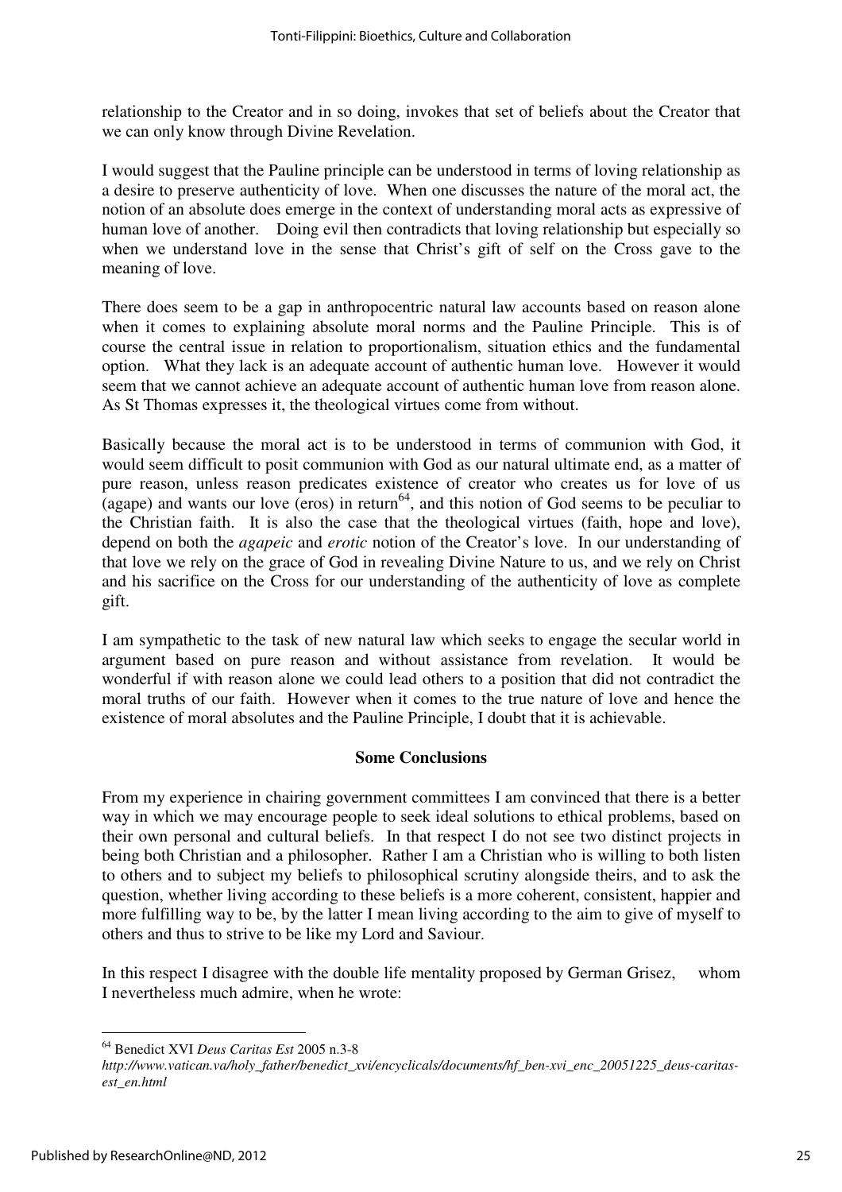relationship to the Creator and in so doing, invokes that set of beliefs about the Creator that we can only know through Divine Revelation.

I would suggest that the Pauline principle can be understood in terms of loving relationship as a desire to preserve authenticity of love. When one discusses the nature of the moral act, the notion of an absolute does emerge in the context of understanding moral acts as expressive of human love of another. Doing evil then contradicts that loving relationship but especially so when we understand love in the sense that Christ's gift of self on the Cross gave to the meaning of love.

There does seem to be a gap in anthropocentric natural law accounts based on reason alone when it comes to explaining absolute moral norms and the Pauline Principle. This is of course the central issue in relation to proportionalism, situation ethics and the fundamental option. What they lack is an adequate account of authentic human love. However it would seem that we cannot achieve an adequate account of authentic human love from reason alone. As St Thomas expresses it, the theological virtues come from without.

Basically because the moral act is to be understood in terms of communion with God, it would seem difficult to posit communion with God as our natural ultimate end, as a matter of pure reason, unless reason predicates existence of creator who creates us for love of us (agape) and wants our love (eros) in return[64], and this notion of God seems to be peculiar to the Christian faith. It is also the case that the theological virtues (faith, hope and love), depend on both the *agapeic* and *erotic* notion of the Creator's love. In our understanding of that love we rely on the grace of God in revealing Divine Nature to us, and we rely on Christ and his sacrifice on the Cross for our understanding of the authenticity of love as complete gift.

I am sympathetic to the task of new natural law which seeks to engage the secular world in argument based on pure reason and without assistance from revelation. It would be wonderful if with reason alone we could lead others to a position that did not contradict the moral truths of our faith. However when it comes to the true nature of love and hence the existence of moral absolutes and the Pauline Principle, I doubt that it is achievable.

## Some Conclusions

From my experience in chairing government committees I am convinced that there is a better way in which we may encourage people to seek ideal solutions to ethical problems, based on their own personal and cultural beliefs. In that respect I do not see two distinct projects in being both Christian and a philosopher. Rather I am a Christian who is willing to both listen to others and to subject my beliefs to philosophical scrutiny alongside theirs, and to ask the question, whether living according to these beliefs is a more coherent, consistent, happier and more fulfilling way to be, by the latter I mean living according to the aim to give of myself to others and thus to strive to be like my Lord and Saviour.

In this respect I disagree with the double life mentality proposed by German Grisez, whom I nevertheless much admire, when he wrote:

---

[64] Benedict XVI *Deus Caritas Est* 2005 n.3-8 *http://www.vatican.va/holy_father/benedict_xvi/encyclicals/documents/hf_ben-xvi_enc_20051225_deus-caritas-est_en.html*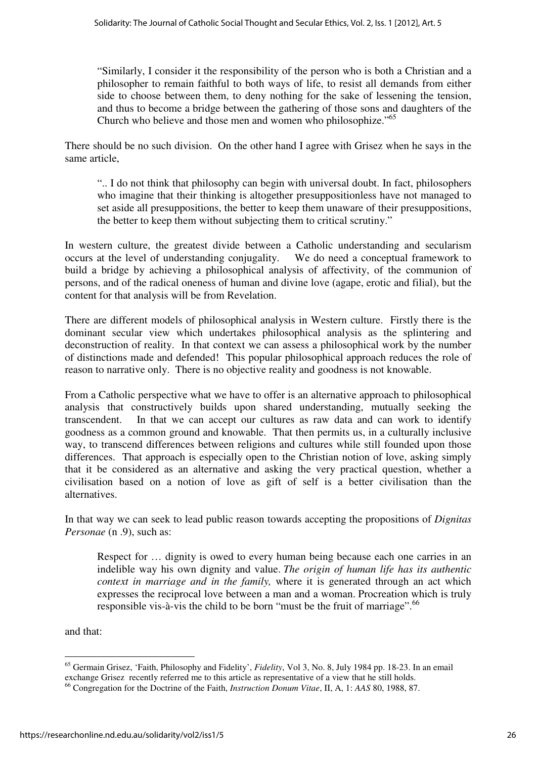> "Similarly, I consider it the responsibility of the person who is both a Christian and a philosopher to remain faithful to both ways of life, to resist all demands from either side to choose between them, to deny nothing for the sake of lessening the tension, and thus to become a bridge between the gathering of those sons and daughters of the Church who believe and those men and women who philosophize."[65]

There should be no such division. On the other hand I agree with Grisez when he says in the same article,

> ".. I do not think that philosophy can begin with universal doubt. In fact, philosophers who imagine that their thinking is altogether presuppositionless have not managed to set aside all presuppositions, the better to keep them unaware of their presuppositions, the better to keep them without subjecting them to critical scrutiny."

In western culture, the greatest divide between a Catholic understanding and secularism occurs at the level of understanding conjugality. We do need a conceptual framework to build a bridge by achieving a philosophical analysis of affectivity, of the communion of persons, and of the radical oneness of human and divine love (agape, erotic and filial), but the content for that analysis will be from Revelation.

There are different models of philosophical analysis in Western culture. Firstly there is the dominant secular view which undertakes philosophical analysis as the splintering and deconstruction of reality. In that context we can assess a philosophical work by the number of distinctions made and defended! This popular philosophical approach reduces the role of reason to narrative only. There is no objective reality and goodness is not knowable.

From a Catholic perspective what we have to offer is an alternative approach to philosophical analysis that constructively builds upon shared understanding, mutually seeking the transcendent. In that we can accept our cultures as raw data and can work to identify goodness as a common ground and knowable. That then permits us, in a culturally inclusive way, to transcend differences between religions and cultures while still founded upon those differences. That approach is especially open to the Christian notion of love, asking simply that it be considered as an alternative and asking the very practical question, whether a civilisation based on a notion of love as gift of self is a better civilisation than the alternatives.

In that way we can seek to lead public reason towards accepting the propositions of *Dignitas Personae* (n .9), such as:

> Respect for … dignity is owed to every human being because each one carries in an indelible way his own dignity and value. *The origin of human life has its authentic context in marriage and in the family,* where it is generated through an act which expresses the reciprocal love between a man and a woman. Procreation which is truly responsible vis-à-vis the child to be born "must be the fruit of marriage".[66]

and that:

---

[65] Germain Grisez, 'Faith, Philosophy and Fidelity', *Fidelity*, Vol 3, No. 8, July 1984 pp. 18-23. In an email exchange Grisez recently referred me to this article as representative of a view that he still holds.

[66] Congregation for the Doctrine of the Faith, *Instruction Donum Vitae*, II, A, 1: *AAS* 80, 1988, 87.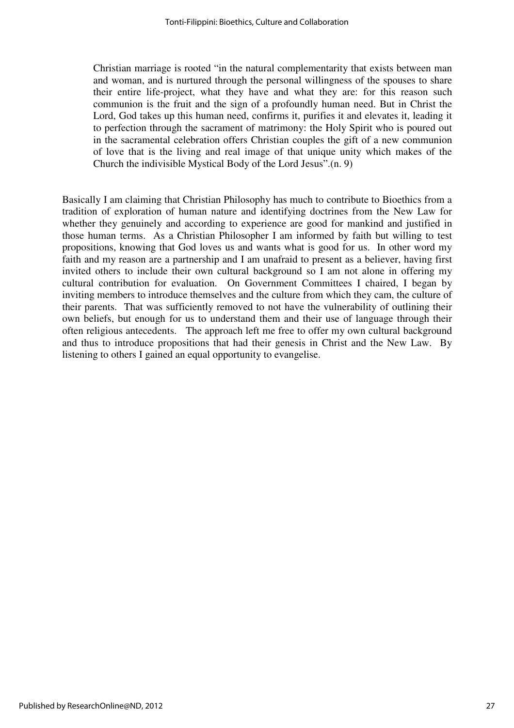> Christian marriage is rooted "in the natural complementarity that exists between man and woman, and is nurtured through the personal willingness of the spouses to share their entire life-project, what they have and what they are: for this reason such communion is the fruit and the sign of a profoundly human need. But in Christ the Lord, God takes up this human need, confirms it, purifies it and elevates it, leading it to perfection through the sacrament of matrimony: the Holy Spirit who is poured out in the sacramental celebration offers Christian couples the gift of a new communion of love that is the living and real image of that unique unity which makes of the Church the indivisible Mystical Body of the Lord Jesus".(n. 9)

Basically I am claiming that Christian Philosophy has much to contribute to Bioethics from a tradition of exploration of human nature and identifying doctrines from the New Law for whether they genuinely and according to experience are good for mankind and justified in those human terms. As a Christian Philosopher I am informed by faith but willing to test propositions, knowing that God loves us and wants what is good for us. In other word my faith and my reason are a partnership and I am unafraid to present as a believer, having first invited others to include their own cultural background so I am not alone in offering my cultural contribution for evaluation. On Government Committees I chaired, I began by inviting members to introduce themselves and the culture from which they cam, the culture of their parents. That was sufficiently removed to not have the vulnerability of outlining their own beliefs, but enough for us to understand them and their use of language through their often religious antecedents. The approach left me free to offer my own cultural background and thus to introduce propositions that had their genesis in Christ and the New Law. By listening to others I gained an equal opportunity to evangelise.